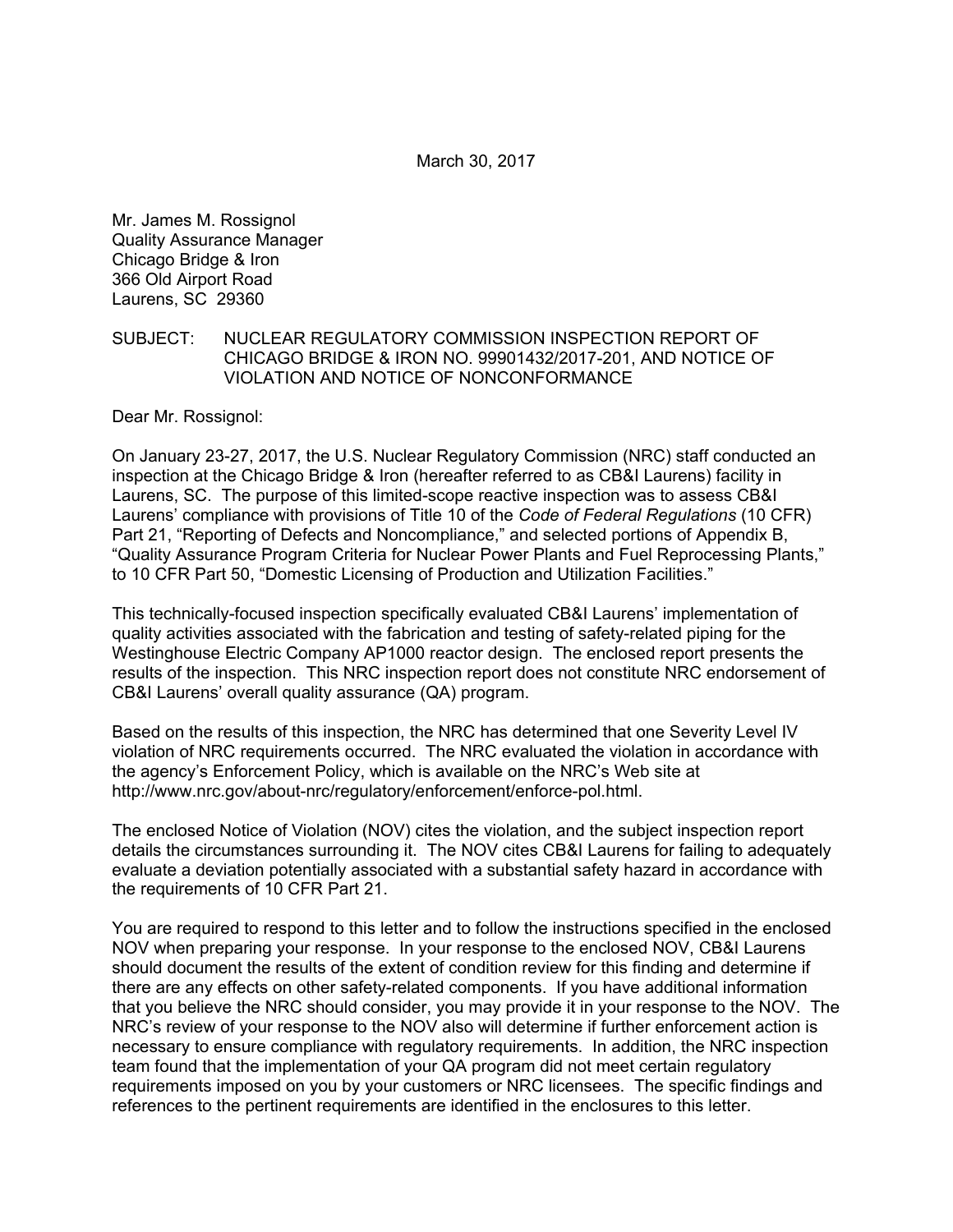March 30, 2017

Mr. James M. Rossignol
Quality Assurance Manager
Chicago Bridge & Iron
366 Old Airport Road
Laurens, SC 29360

SUBJECT: NUCLEAR REGULATORY COMMISSION INSPECTION REPORT OF CHICAGO BRIDGE & IRON NO. 99901432/2017-201, AND NOTICE OF VIOLATION AND NOTICE OF NONCONFORMANCE

Dear Mr. Rossignol:

On January 23-27, 2017, the U.S. Nuclear Regulatory Commission (NRC) staff conducted an inspection at the Chicago Bridge & Iron (hereafter referred to as CB&I Laurens) facility in Laurens, SC. The purpose of this limited-scope reactive inspection was to assess CB&I Laurens' compliance with provisions of Title 10 of the *Code of Federal Regulations* (10 CFR) Part 21, "Reporting of Defects and Noncompliance," and selected portions of Appendix B, "Quality Assurance Program Criteria for Nuclear Power Plants and Fuel Reprocessing Plants," to 10 CFR Part 50, "Domestic Licensing of Production and Utilization Facilities."

This technically-focused inspection specifically evaluated CB&I Laurens' implementation of quality activities associated with the fabrication and testing of safety-related piping for the Westinghouse Electric Company AP1000 reactor design. The enclosed report presents the results of the inspection. This NRC inspection report does not constitute NRC endorsement of CB&I Laurens' overall quality assurance (QA) program.

Based on the results of this inspection, the NRC has determined that one Severity Level IV violation of NRC requirements occurred. The NRC evaluated the violation in accordance with the agency's Enforcement Policy, which is available on the NRC's Web site at http://www.nrc.gov/about-nrc/regulatory/enforcement/enforce-pol.html.

The enclosed Notice of Violation (NOV) cites the violation, and the subject inspection report details the circumstances surrounding it. The NOV cites CB&I Laurens for failing to adequately evaluate a deviation potentially associated with a substantial safety hazard in accordance with the requirements of 10 CFR Part 21.

You are required to respond to this letter and to follow the instructions specified in the enclosed NOV when preparing your response. In your response to the enclosed NOV, CB&I Laurens should document the results of the extent of condition review for this finding and determine if there are any effects on other safety-related components. If you have additional information that you believe the NRC should consider, you may provide it in your response to the NOV. The NRC's review of your response to the NOV also will determine if further enforcement action is necessary to ensure compliance with regulatory requirements. In addition, the NRC inspection team found that the implementation of your QA program did not meet certain regulatory requirements imposed on you by your customers or NRC licensees. The specific findings and references to the pertinent requirements are identified in the enclosures to this letter.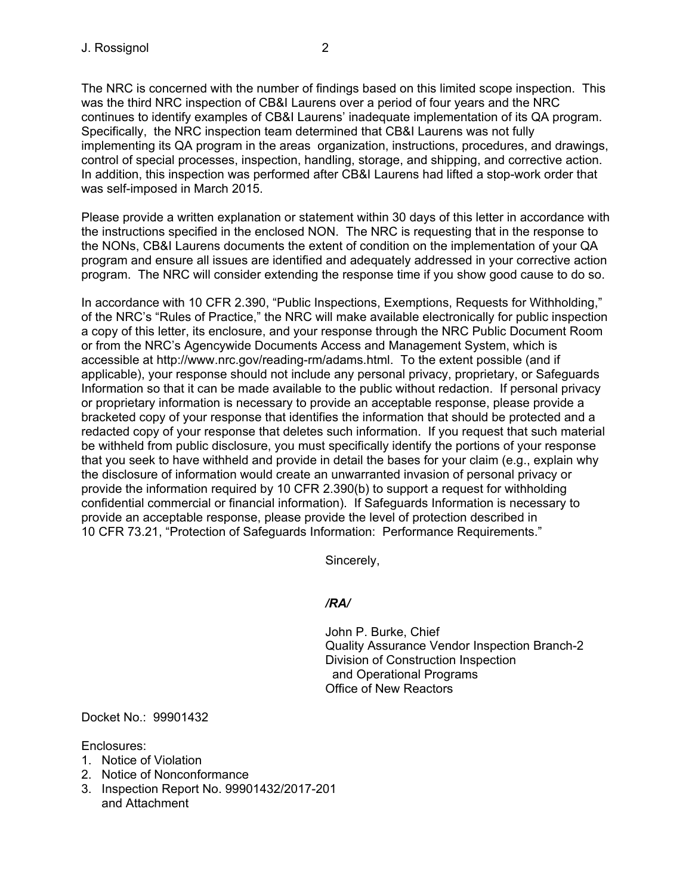The NRC is concerned with the number of findings based on this limited scope inspection. This was the third NRC inspection of CB&I Laurens over a period of four years and the NRC continues to identify examples of CB&I Laurens' inadequate implementation of its QA program. Specifically, the NRC inspection team determined that CB&I Laurens was not fully implementing its QA program in the areas organization, instructions, procedures, and drawings, control of special processes, inspection, handling, storage, and shipping, and corrective action. In addition, this inspection was performed after CB&I Laurens had lifted a stop-work order that was self-imposed in March 2015.

Please provide a written explanation or statement within 30 days of this letter in accordance with the instructions specified in the enclosed NON. The NRC is requesting that in the response to the NONs, CB&I Laurens documents the extent of condition on the implementation of your QA program and ensure all issues are identified and adequately addressed in your corrective action program. The NRC will consider extending the response time if you show good cause to do so.

In accordance with 10 CFR 2.390, "Public Inspections, Exemptions, Requests for Withholding," of the NRC's "Rules of Practice," the NRC will make available electronically for public inspection a copy of this letter, its enclosure, and your response through the NRC Public Document Room or from the NRC's Agencywide Documents Access and Management System, which is accessible at http://www.nrc.gov/reading-rm/adams.html. To the extent possible (and if applicable), your response should not include any personal privacy, proprietary, or Safeguards Information so that it can be made available to the public without redaction. If personal privacy or proprietary information is necessary to provide an acceptable response, please provide a bracketed copy of your response that identifies the information that should be protected and a redacted copy of your response that deletes such information. If you request that such material be withheld from public disclosure, you must specifically identify the portions of your response that you seek to have withheld and provide in detail the bases for your claim (e.g., explain why the disclosure of information would create an unwarranted invasion of personal privacy or provide the information required by 10 CFR 2.390(b) to support a request for withholding confidential commercial or financial information). If Safeguards Information is necessary to provide an acceptable response, please provide the level of protection described in 10 CFR 73.21, "Protection of Safeguards Information: Performance Requirements."

Sincerely,

*/RA/*

John P. Burke, Chief  
Quality Assurance Vendor Inspection Branch-2  
Division of Construction Inspection  
and Operational Programs  
Office of New Reactors

Docket No.: 99901432

Enclosures:
1. Notice of Violation
2. Notice of Nonconformance
3. Inspection Report No. 99901432/2017-201 and Attachment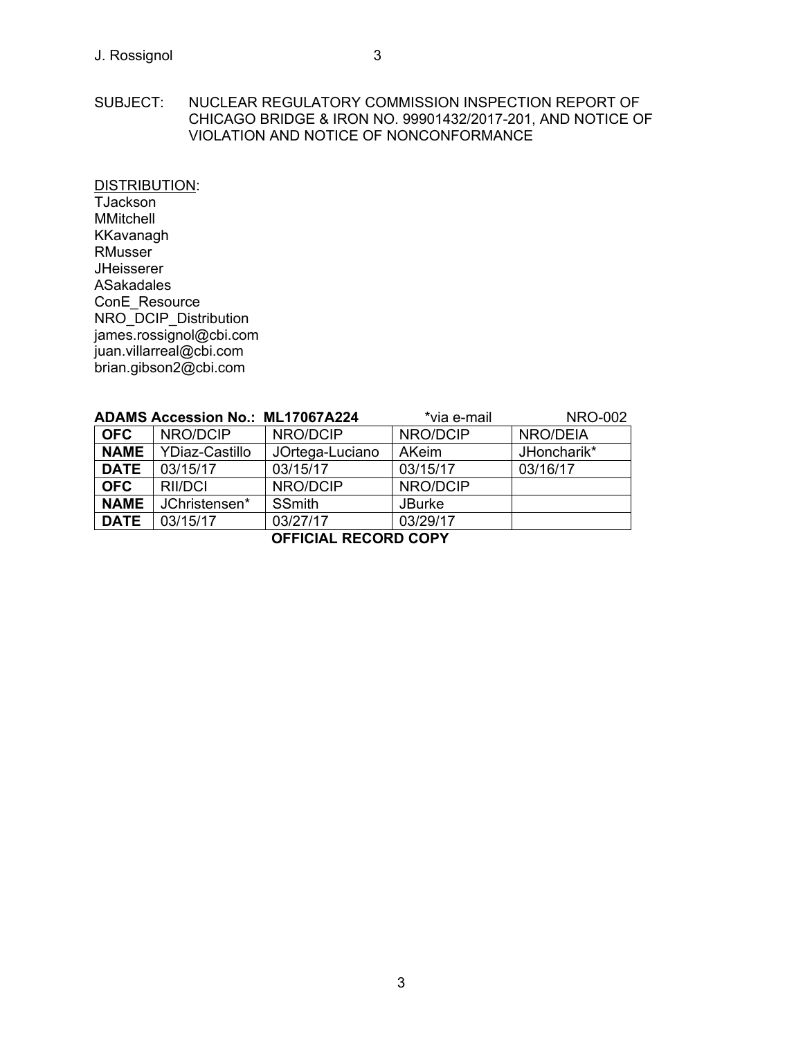SUBJECT: NUCLEAR REGULATORY COMMISSION INSPECTION REPORT OF CHICAGO BRIDGE & IRON NO. 99901432/2017-201, AND NOTICE OF VIOLATION AND NOTICE OF NONCONFORMANCE

DISTRIBUTION:
TJackson
MMitchell
KKavanagh
RMusser
JHeisserer
ASakadales
ConE_Resource
NRO_DCIP_Distribution
james.rossignol@cbi.com
juan.villarreal@cbi.com
brian.gibson2@cbi.com

**ADAMS Accession No.: ML17067A224** *via e-mail NRO-002

| OFC | NRO/DCIP | NRO/DCIP | NRO/DCIP | NRO/DEIA |
|---|---|---|---|---|
| NAME | YDiaz-Castillo | JOrtega-Luciano | AKeim | JHoncharik* |
| DATE | 03/15/17 | 03/15/17 | 03/15/17 | 03/16/17 |
| OFC | RII/DCI | NRO/DCIP | NRO/DCIP | |
| NAME | JChristensen* | SSmith | JBurke | |
| DATE | 03/15/17 | 03/27/17 | 03/29/17 | |

**OFFICIAL RECORD COPY**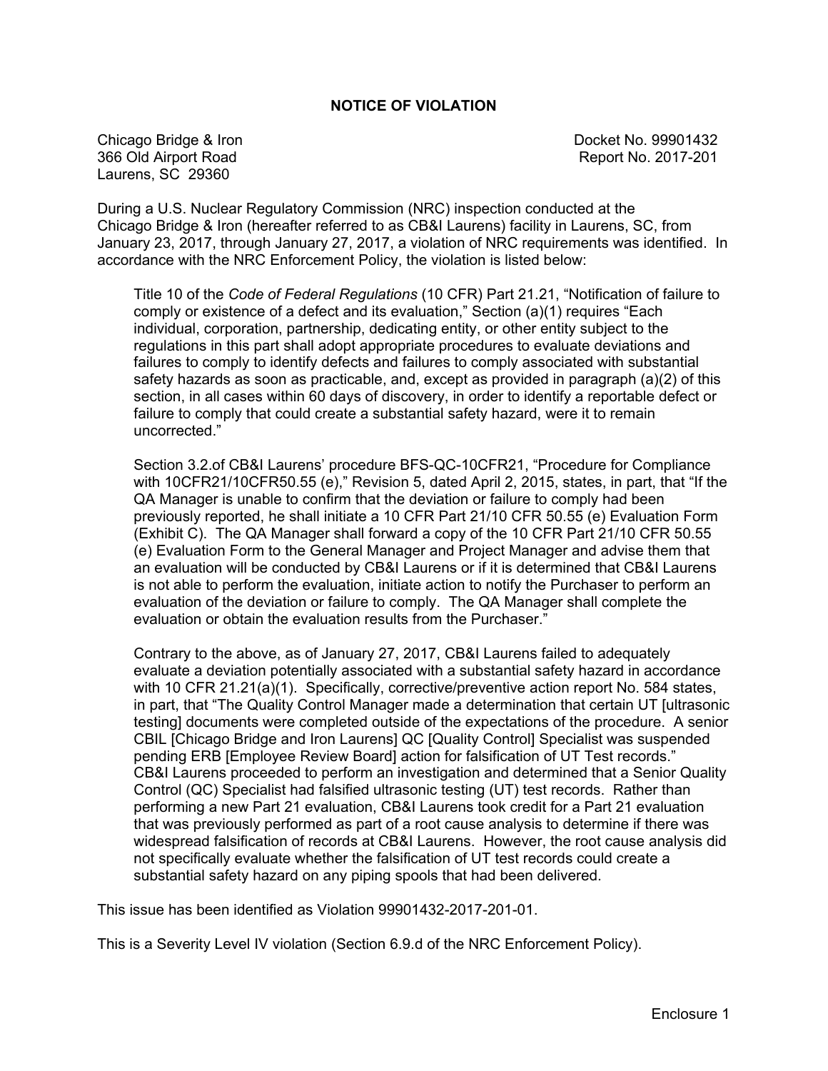## NOTICE OF VIOLATION

Chicago Bridge & Iron
366 Old Airport Road
Laurens, SC 29360

Docket No. 99901432
Report No. 2017-201

During a U.S. Nuclear Regulatory Commission (NRC) inspection conducted at the Chicago Bridge & Iron (hereafter referred to as CB&I Laurens) facility in Laurens, SC, from January 23, 2017, through January 27, 2017, a violation of NRC requirements was identified. In accordance with the NRC Enforcement Policy, the violation is listed below:

> Title 10 of the *Code of Federal Regulations* (10 CFR) Part 21.21, "Notification of failure to comply or existence of a defect and its evaluation," Section (a)(1) requires "Each individual, corporation, partnership, dedicating entity, or other entity subject to the regulations in this part shall adopt appropriate procedures to evaluate deviations and failures to comply to identify defects and failures to comply associated with substantial safety hazards as soon as practicable, and, except as provided in paragraph (a)(2) of this section, in all cases within 60 days of discovery, in order to identify a reportable defect or failure to comply that could create a substantial safety hazard, were it to remain uncorrected."
>
> Section 3.2.of CB&I Laurens' procedure BFS-QC-10CFR21, "Procedure for Compliance with 10CFR21/10CFR50.55 (e)," Revision 5, dated April 2, 2015, states, in part, that "If the QA Manager is unable to confirm that the deviation or failure to comply had been previously reported, he shall initiate a 10 CFR Part 21/10 CFR 50.55 (e) Evaluation Form (Exhibit C). The QA Manager shall forward a copy of the 10 CFR Part 21/10 CFR 50.55 (e) Evaluation Form to the General Manager and Project Manager and advise them that an evaluation will be conducted by CB&I Laurens or if it is determined that CB&I Laurens is not able to perform the evaluation, initiate action to notify the Purchaser to perform an evaluation of the deviation or failure to comply. The QA Manager shall complete the evaluation or obtain the evaluation results from the Purchaser."
>
> Contrary to the above, as of January 27, 2017, CB&I Laurens failed to adequately evaluate a deviation potentially associated with a substantial safety hazard in accordance with 10 CFR 21.21(a)(1). Specifically, corrective/preventive action report No. 584 states, in part, that "The Quality Control Manager made a determination that certain UT [ultrasonic testing] documents were completed outside of the expectations of the procedure. A senior CBIL [Chicago Bridge and Iron Laurens] QC [Quality Control] Specialist was suspended pending ERB [Employee Review Board] action for falsification of UT Test records." CB&I Laurens proceeded to perform an investigation and determined that a Senior Quality Control (QC) Specialist had falsified ultrasonic testing (UT) test records. Rather than performing a new Part 21 evaluation, CB&I Laurens took credit for a Part 21 evaluation that was previously performed as part of a root cause analysis to determine if there was widespread falsification of records at CB&I Laurens. However, the root cause analysis did not specifically evaluate whether the falsification of UT test records could create a substantial safety hazard on any piping spools that had been delivered.

This issue has been identified as Violation 99901432-2017-201-01.

This is a Severity Level IV violation (Section 6.9.d of the NRC Enforcement Policy).

Enclosure 1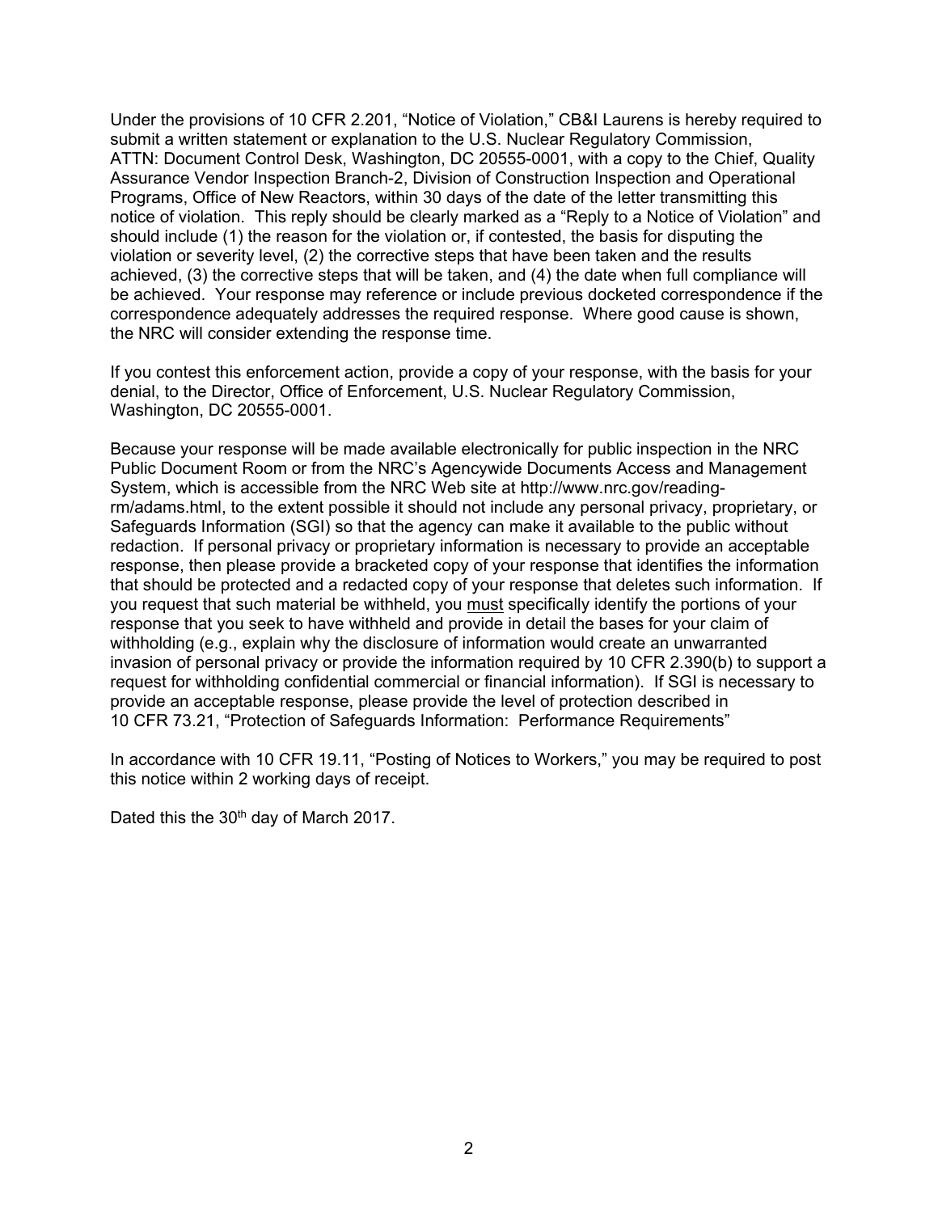Under the provisions of 10 CFR 2.201, "Notice of Violation," CB&I Laurens is hereby required to submit a written statement or explanation to the U.S. Nuclear Regulatory Commission, ATTN: Document Control Desk, Washington, DC 20555-0001, with a copy to the Chief, Quality Assurance Vendor Inspection Branch-2, Division of Construction Inspection and Operational Programs, Office of New Reactors, within 30 days of the date of the letter transmitting this notice of violation. This reply should be clearly marked as a "Reply to a Notice of Violation" and should include (1) the reason for the violation or, if contested, the basis for disputing the violation or severity level, (2) the corrective steps that have been taken and the results achieved, (3) the corrective steps that will be taken, and (4) the date when full compliance will be achieved. Your response may reference or include previous docketed correspondence if the correspondence adequately addresses the required response. Where good cause is shown, the NRC will consider extending the response time.

If you contest this enforcement action, provide a copy of your response, with the basis for your denial, to the Director, Office of Enforcement, U.S. Nuclear Regulatory Commission, Washington, DC 20555-0001.

Because your response will be made available electronically for public inspection in the NRC Public Document Room or from the NRC's Agencywide Documents Access and Management System, which is accessible from the NRC Web site at http://www.nrc.gov/reading-rm/adams.html, to the extent possible it should not include any personal privacy, proprietary, or Safeguards Information (SGI) so that the agency can make it available to the public without redaction. If personal privacy or proprietary information is necessary to provide an acceptable response, then please provide a bracketed copy of your response that identifies the information that should be protected and a redacted copy of your response that deletes such information. If you request that such material be withheld, you <u>must</u> specifically identify the portions of your response that you seek to have withheld and provide in detail the bases for your claim of withholding (e.g., explain why the disclosure of information would create an unwarranted invasion of personal privacy or provide the information required by 10 CFR 2.390(b) to support a request for withholding confidential commercial or financial information). If SGI is necessary to provide an acceptable response, please provide the level of protection described in 10 CFR 73.21, "Protection of Safeguards Information: Performance Requirements"

In accordance with 10 CFR 19.11, "Posting of Notices to Workers," you may be required to post this notice within 2 working days of receipt.

Dated this the 30th day of March 2017.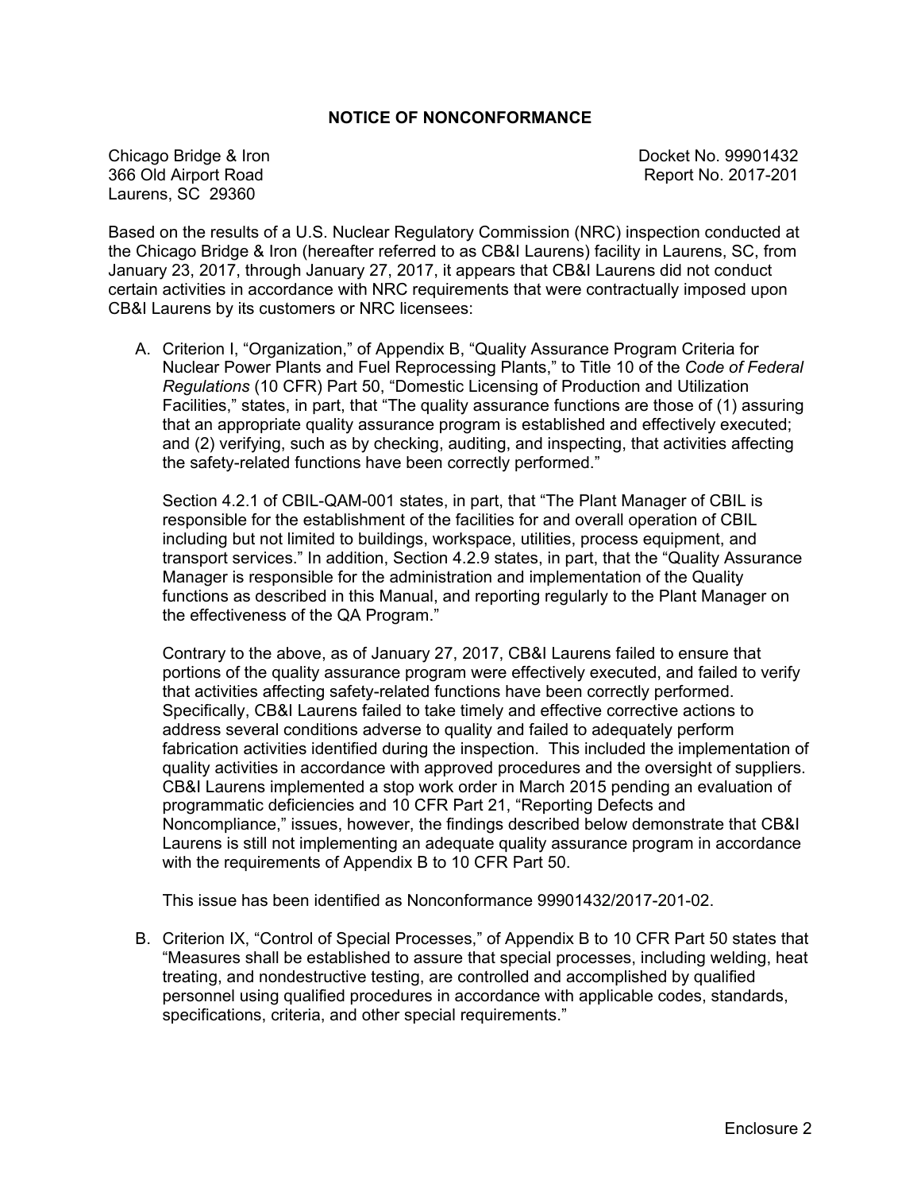## NOTICE OF NONCONFORMANCE

Chicago Bridge & Iron
366 Old Airport Road
Laurens, SC 29360

Docket No. 99901432
Report No. 2017-201

Based on the results of a U.S. Nuclear Regulatory Commission (NRC) inspection conducted at the Chicago Bridge & Iron (hereafter referred to as CB&I Laurens) facility in Laurens, SC, from January 23, 2017, through January 27, 2017, it appears that CB&I Laurens did not conduct certain activities in accordance with NRC requirements that were contractually imposed upon CB&I Laurens by its customers or NRC licensees:

A. Criterion I, "Organization," of Appendix B, "Quality Assurance Program Criteria for Nuclear Power Plants and Fuel Reprocessing Plants," to Title 10 of the *Code of Federal Regulations* (10 CFR) Part 50, "Domestic Licensing of Production and Utilization Facilities," states, in part, that "The quality assurance functions are those of (1) assuring that an appropriate quality assurance program is established and effectively executed; and (2) verifying, such as by checking, auditing, and inspecting, that activities affecting the safety-related functions have been correctly performed."

   Section 4.2.1 of CBIL-QAM-001 states, in part, that "The Plant Manager of CBIL is responsible for the establishment of the facilities for and overall operation of CBIL including but not limited to buildings, workspace, utilities, process equipment, and transport services." In addition, Section 4.2.9 states, in part, that the "Quality Assurance Manager is responsible for the administration and implementation of the Quality functions as described in this Manual, and reporting regularly to the Plant Manager on the effectiveness of the QA Program."

   Contrary to the above, as of January 27, 2017, CB&I Laurens failed to ensure that portions of the quality assurance program were effectively executed, and failed to verify that activities affecting safety-related functions have been correctly performed. Specifically, CB&I Laurens failed to take timely and effective corrective actions to address several conditions adverse to quality and failed to adequately perform fabrication activities identified during the inspection. This included the implementation of quality activities in accordance with approved procedures and the oversight of suppliers. CB&I Laurens implemented a stop work order in March 2015 pending an evaluation of programmatic deficiencies and 10 CFR Part 21, "Reporting Defects and Noncompliance," issues, however, the findings described below demonstrate that CB&I Laurens is still not implementing an adequate quality assurance program in accordance with the requirements of Appendix B to 10 CFR Part 50.

   This issue has been identified as Nonconformance 99901432/2017-201-02.

B. Criterion IX, "Control of Special Processes," of Appendix B to 10 CFR Part 50 states that "Measures shall be established to assure that special processes, including welding, heat treating, and nondestructive testing, are controlled and accomplished by qualified personnel using qualified procedures in accordance with applicable codes, standards, specifications, criteria, and other special requirements."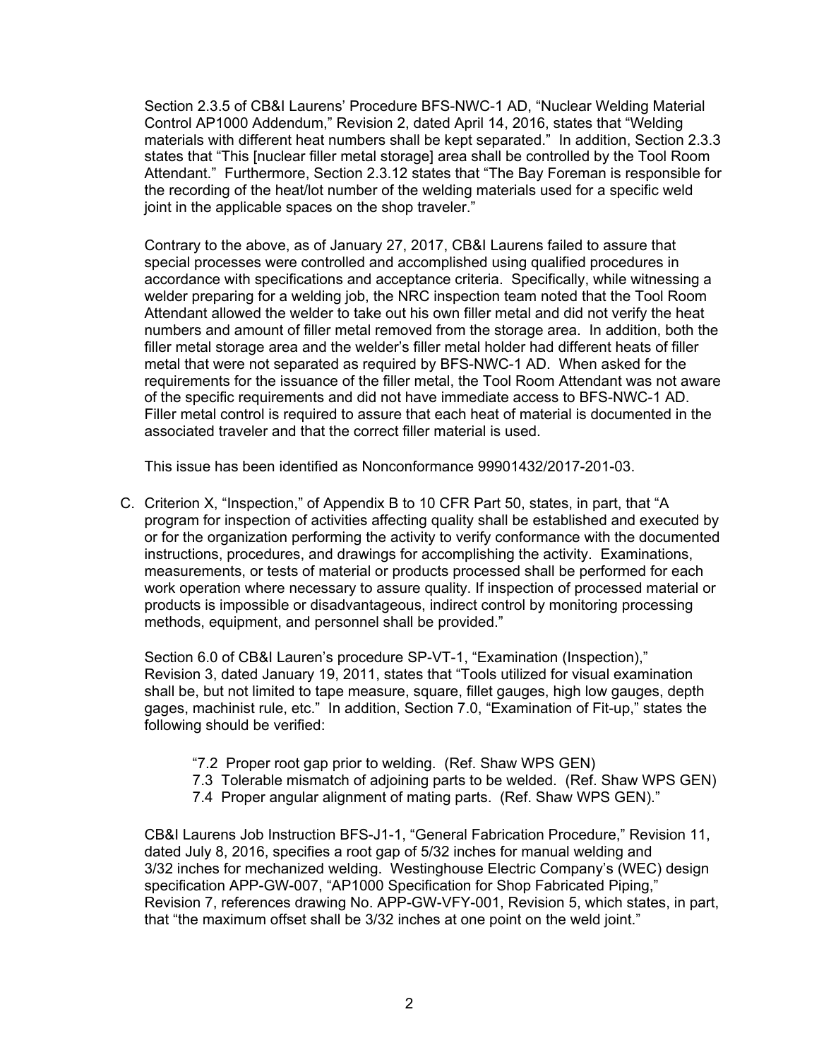Section 2.3.5 of CB&I Laurens' Procedure BFS-NWC-1 AD, "Nuclear Welding Material Control AP1000 Addendum," Revision 2, dated April 14, 2016, states that "Welding materials with different heat numbers shall be kept separated." In addition, Section 2.3.3 states that "This [nuclear filler metal storage] area shall be controlled by the Tool Room Attendant." Furthermore, Section 2.3.12 states that "The Bay Foreman is responsible for the recording of the heat/lot number of the welding materials used for a specific weld joint in the applicable spaces on the shop traveler."

Contrary to the above, as of January 27, 2017, CB&I Laurens failed to assure that special processes were controlled and accomplished using qualified procedures in accordance with specifications and acceptance criteria. Specifically, while witnessing a welder preparing for a welding job, the NRC inspection team noted that the Tool Room Attendant allowed the welder to take out his own filler metal and did not verify the heat numbers and amount of filler metal removed from the storage area. In addition, both the filler metal storage area and the welder's filler metal holder had different heats of filler metal that were not separated as required by BFS-NWC-1 AD. When asked for the requirements for the issuance of the filler metal, the Tool Room Attendant was not aware of the specific requirements and did not have immediate access to BFS-NWC-1 AD. Filler metal control is required to assure that each heat of material is documented in the associated traveler and that the correct filler material is used.

This issue has been identified as Nonconformance 99901432/2017-201-03.

C. Criterion X, "Inspection," of Appendix B to 10 CFR Part 50, states, in part, that "A program for inspection of activities affecting quality shall be established and executed by or for the organization performing the activity to verify conformance with the documented instructions, procedures, and drawings for accomplishing the activity. Examinations, measurements, or tests of material or products processed shall be performed for each work operation where necessary to assure quality. If inspection of processed material or products is impossible or disadvantageous, indirect control by monitoring processing methods, equipment, and personnel shall be provided."

Section 6.0 of CB&I Lauren's procedure SP-VT-1, "Examination (Inspection)," Revision 3, dated January 19, 2011, states that "Tools utilized for visual examination shall be, but not limited to tape measure, square, fillet gauges, high low gauges, depth gages, machinist rule, etc." In addition, Section 7.0, "Examination of Fit-up," states the following should be verified:

"7.2 Proper root gap prior to welding. (Ref. Shaw WPS GEN)
7.3 Tolerable mismatch of adjoining parts to be welded. (Ref. Shaw WPS GEN)
7.4 Proper angular alignment of mating parts. (Ref. Shaw WPS GEN)."

CB&I Laurens Job Instruction BFS-J1-1, "General Fabrication Procedure," Revision 11, dated July 8, 2016, specifies a root gap of 5/32 inches for manual welding and 3/32 inches for mechanized welding. Westinghouse Electric Company's (WEC) design specification APP-GW-007, "AP1000 Specification for Shop Fabricated Piping," Revision 7, references drawing No. APP-GW-VFY-001, Revision 5, which states, in part, that "the maximum offset shall be 3/32 inches at one point on the weld joint."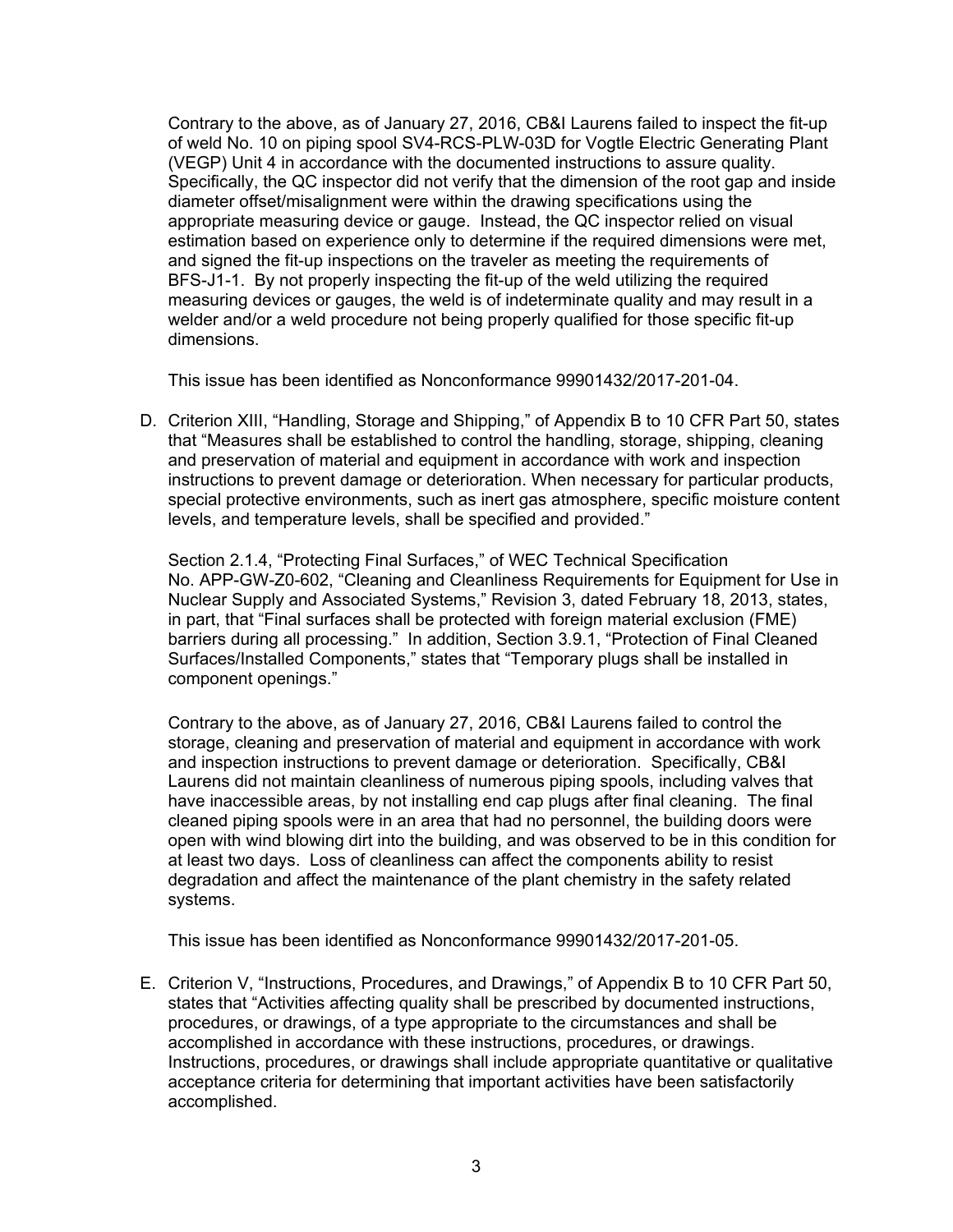Contrary to the above, as of January 27, 2016, CB&I Laurens failed to inspect the fit-up of weld No. 10 on piping spool SV4-RCS-PLW-03D for Vogtle Electric Generating Plant (VEGP) Unit 4 in accordance with the documented instructions to assure quality. Specifically, the QC inspector did not verify that the dimension of the root gap and inside diameter offset/misalignment were within the drawing specifications using the appropriate measuring device or gauge. Instead, the QC inspector relied on visual estimation based on experience only to determine if the required dimensions were met, and signed the fit-up inspections on the traveler as meeting the requirements of BFS-J1-1. By not properly inspecting the fit-up of the weld utilizing the required measuring devices or gauges, the weld is of indeterminate quality and may result in a welder and/or a weld procedure not being properly qualified for those specific fit-up dimensions.

This issue has been identified as Nonconformance 99901432/2017-201-04.

D. Criterion XIII, "Handling, Storage and Shipping," of Appendix B to 10 CFR Part 50, states that "Measures shall be established to control the handling, storage, shipping, cleaning and preservation of material and equipment in accordance with work and inspection instructions to prevent damage or deterioration. When necessary for particular products, special protective environments, such as inert gas atmosphere, specific moisture content levels, and temperature levels, shall be specified and provided."

   Section 2.1.4, "Protecting Final Surfaces," of WEC Technical Specification No. APP-GW-Z0-602, "Cleaning and Cleanliness Requirements for Equipment for Use in Nuclear Supply and Associated Systems," Revision 3, dated February 18, 2013, states, in part, that "Final surfaces shall be protected with foreign material exclusion (FME) barriers during all processing." In addition, Section 3.9.1, "Protection of Final Cleaned Surfaces/Installed Components," states that "Temporary plugs shall be installed in component openings."

   Contrary to the above, as of January 27, 2016, CB&I Laurens failed to control the storage, cleaning and preservation of material and equipment in accordance with work and inspection instructions to prevent damage or deterioration. Specifically, CB&I Laurens did not maintain cleanliness of numerous piping spools, including valves that have inaccessible areas, by not installing end cap plugs after final cleaning. The final cleaned piping spools were in an area that had no personnel, the building doors were open with wind blowing dirt into the building, and was observed to be in this condition for at least two days. Loss of cleanliness can affect the components ability to resist degradation and affect the maintenance of the plant chemistry in the safety related systems.

   This issue has been identified as Nonconformance 99901432/2017-201-05.

E. Criterion V, "Instructions, Procedures, and Drawings," of Appendix B to 10 CFR Part 50, states that "Activities affecting quality shall be prescribed by documented instructions, procedures, or drawings, of a type appropriate to the circumstances and shall be accomplished in accordance with these instructions, procedures, or drawings. Instructions, procedures, or drawings shall include appropriate quantitative or qualitative acceptance criteria for determining that important activities have been satisfactorily accomplished.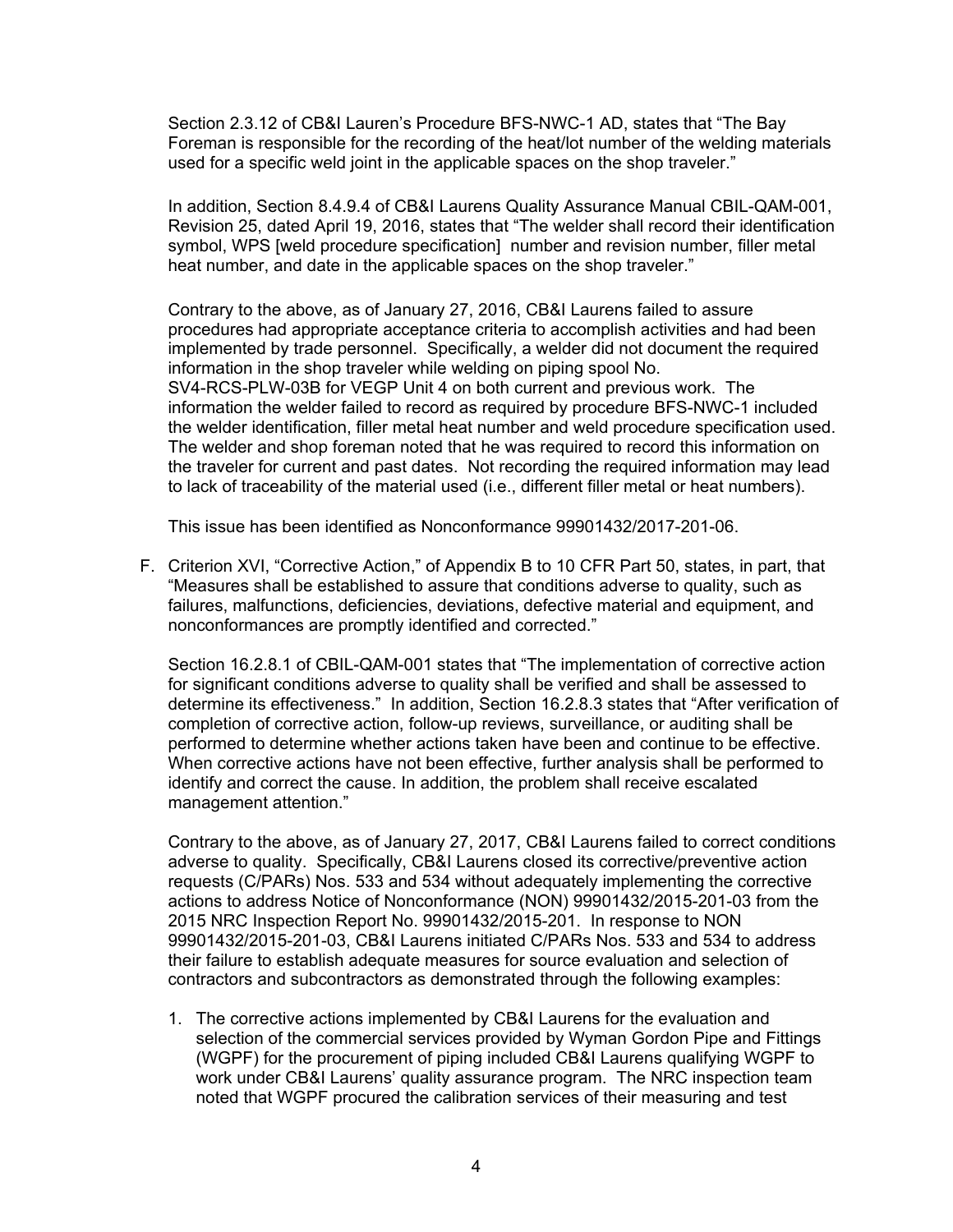Section 2.3.12 of CB&I Lauren's Procedure BFS-NWC-1 AD, states that "The Bay Foreman is responsible for the recording of the heat/lot number of the welding materials used for a specific weld joint in the applicable spaces on the shop traveler."

In addition, Section 8.4.9.4 of CB&I Laurens Quality Assurance Manual CBIL-QAM-001, Revision 25, dated April 19, 2016, states that "The welder shall record their identification symbol, WPS [weld procedure specification] number and revision number, filler metal heat number, and date in the applicable spaces on the shop traveler."

Contrary to the above, as of January 27, 2016, CB&I Laurens failed to assure procedures had appropriate acceptance criteria to accomplish activities and had been implemented by trade personnel. Specifically, a welder did not document the required information in the shop traveler while welding on piping spool No. SV4-RCS-PLW-03B for VEGP Unit 4 on both current and previous work. The information the welder failed to record as required by procedure BFS-NWC-1 included the welder identification, filler metal heat number and weld procedure specification used. The welder and shop foreman noted that he was required to record this information on the traveler for current and past dates. Not recording the required information may lead to lack of traceability of the material used (i.e., different filler metal or heat numbers).

This issue has been identified as Nonconformance 99901432/2017-201-06.

F. Criterion XVI, "Corrective Action," of Appendix B to 10 CFR Part 50, states, in part, that "Measures shall be established to assure that conditions adverse to quality, such as failures, malfunctions, deficiencies, deviations, defective material and equipment, and nonconformances are promptly identified and corrected."

   Section 16.2.8.1 of CBIL-QAM-001 states that "The implementation of corrective action for significant conditions adverse to quality shall be verified and shall be assessed to determine its effectiveness." In addition, Section 16.2.8.3 states that "After verification of completion of corrective action, follow-up reviews, surveillance, or auditing shall be performed to determine whether actions taken have been and continue to be effective. When corrective actions have not been effective, further analysis shall be performed to identify and correct the cause. In addition, the problem shall receive escalated management attention."

   Contrary to the above, as of January 27, 2017, CB&I Laurens failed to correct conditions adverse to quality. Specifically, CB&I Laurens closed its corrective/preventive action requests (C/PARs) Nos. 533 and 534 without adequately implementing the corrective actions to address Notice of Nonconformance (NON) 99901432/2015-201-03 from the 2015 NRC Inspection Report No. 99901432/2015-201. In response to NON 99901432/2015-201-03, CB&I Laurens initiated C/PARs Nos. 533 and 534 to address their failure to establish adequate measures for source evaluation and selection of contractors and subcontractors as demonstrated through the following examples:

   1. The corrective actions implemented by CB&I Laurens for the evaluation and selection of the commercial services provided by Wyman Gordon Pipe and Fittings (WGPF) for the procurement of piping included CB&I Laurens qualifying WGPF to work under CB&I Laurens' quality assurance program. The NRC inspection team noted that WGPF procured the calibration services of their measuring and test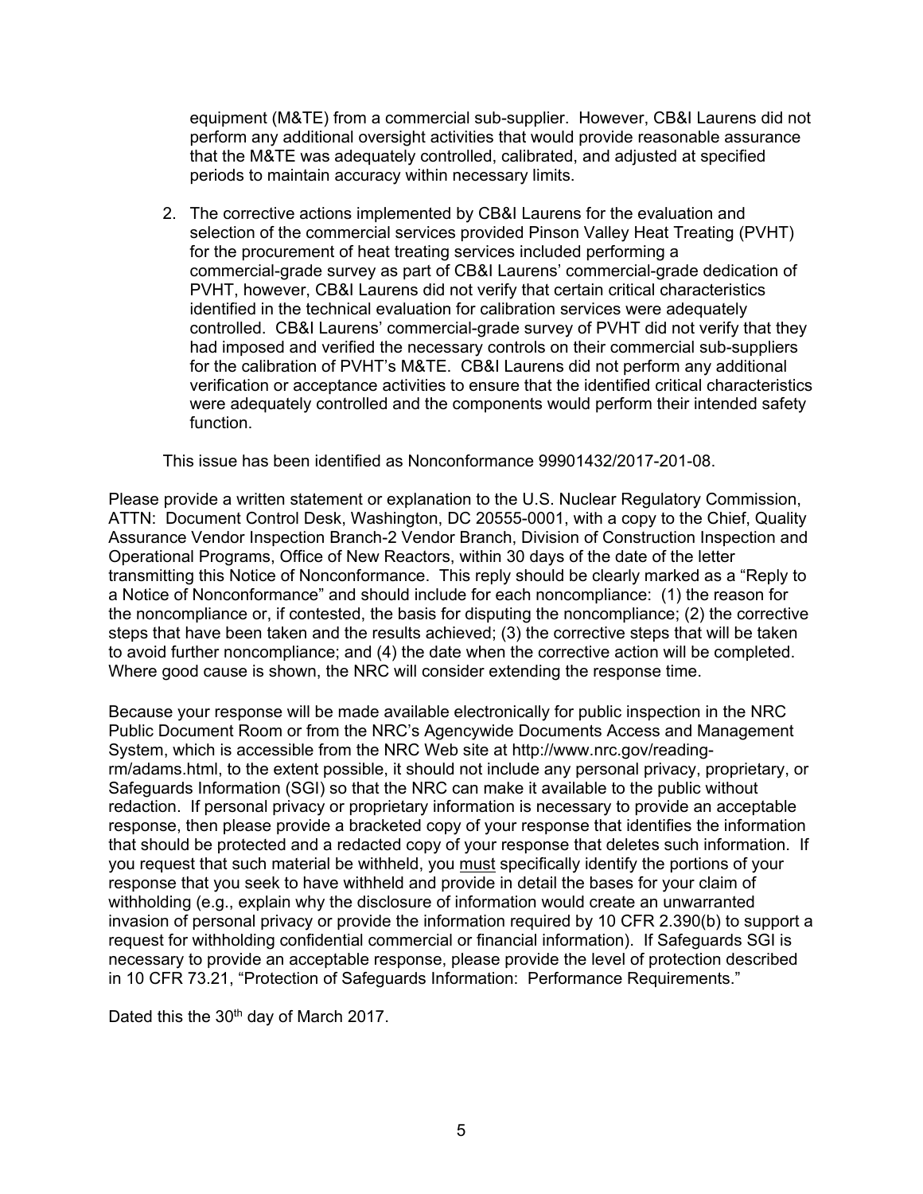equipment (M&TE) from a commercial sub-supplier. However, CB&I Laurens did not perform any additional oversight activities that would provide reasonable assurance that the M&TE was adequately controlled, calibrated, and adjusted at specified periods to maintain accuracy within necessary limits.

2. The corrective actions implemented by CB&I Laurens for the evaluation and selection of the commercial services provided Pinson Valley Heat Treating (PVHT) for the procurement of heat treating services included performing a commercial-grade survey as part of CB&I Laurens' commercial-grade dedication of PVHT, however, CB&I Laurens did not verify that certain critical characteristics identified in the technical evaluation for calibration services were adequately controlled. CB&I Laurens' commercial-grade survey of PVHT did not verify that they had imposed and verified the necessary controls on their commercial sub-suppliers for the calibration of PVHT's M&TE. CB&I Laurens did not perform any additional verification or acceptance activities to ensure that the identified critical characteristics were adequately controlled and the components would perform their intended safety function.

This issue has been identified as Nonconformance 99901432/2017-201-08.

Please provide a written statement or explanation to the U.S. Nuclear Regulatory Commission, ATTN: Document Control Desk, Washington, DC 20555-0001, with a copy to the Chief, Quality Assurance Vendor Inspection Branch-2 Vendor Branch, Division of Construction Inspection and Operational Programs, Office of New Reactors, within 30 days of the date of the letter transmitting this Notice of Nonconformance. This reply should be clearly marked as a "Reply to a Notice of Nonconformance" and should include for each noncompliance: (1) the reason for the noncompliance or, if contested, the basis for disputing the noncompliance; (2) the corrective steps that have been taken and the results achieved; (3) the corrective steps that will be taken to avoid further noncompliance; and (4) the date when the corrective action will be completed. Where good cause is shown, the NRC will consider extending the response time.

Because your response will be made available electronically for public inspection in the NRC Public Document Room or from the NRC's Agencywide Documents Access and Management System, which is accessible from the NRC Web site at http://www.nrc.gov/reading-rm/adams.html, to the extent possible, it should not include any personal privacy, proprietary, or Safeguards Information (SGI) so that the NRC can make it available to the public without redaction. If personal privacy or proprietary information is necessary to provide an acceptable response, then please provide a bracketed copy of your response that identifies the information that should be protected and a redacted copy of your response that deletes such information. If you request that such material be withheld, you <u>must</u> specifically identify the portions of your response that you seek to have withheld and provide in detail the bases for your claim of withholding (e.g., explain why the disclosure of information would create an unwarranted invasion of personal privacy or provide the information required by 10 CFR 2.390(b) to support a request for withholding confidential commercial or financial information). If Safeguards SGI is necessary to provide an acceptable response, please provide the level of protection described in 10 CFR 73.21, "Protection of Safeguards Information: Performance Requirements."

Dated this the 30th day of March 2017.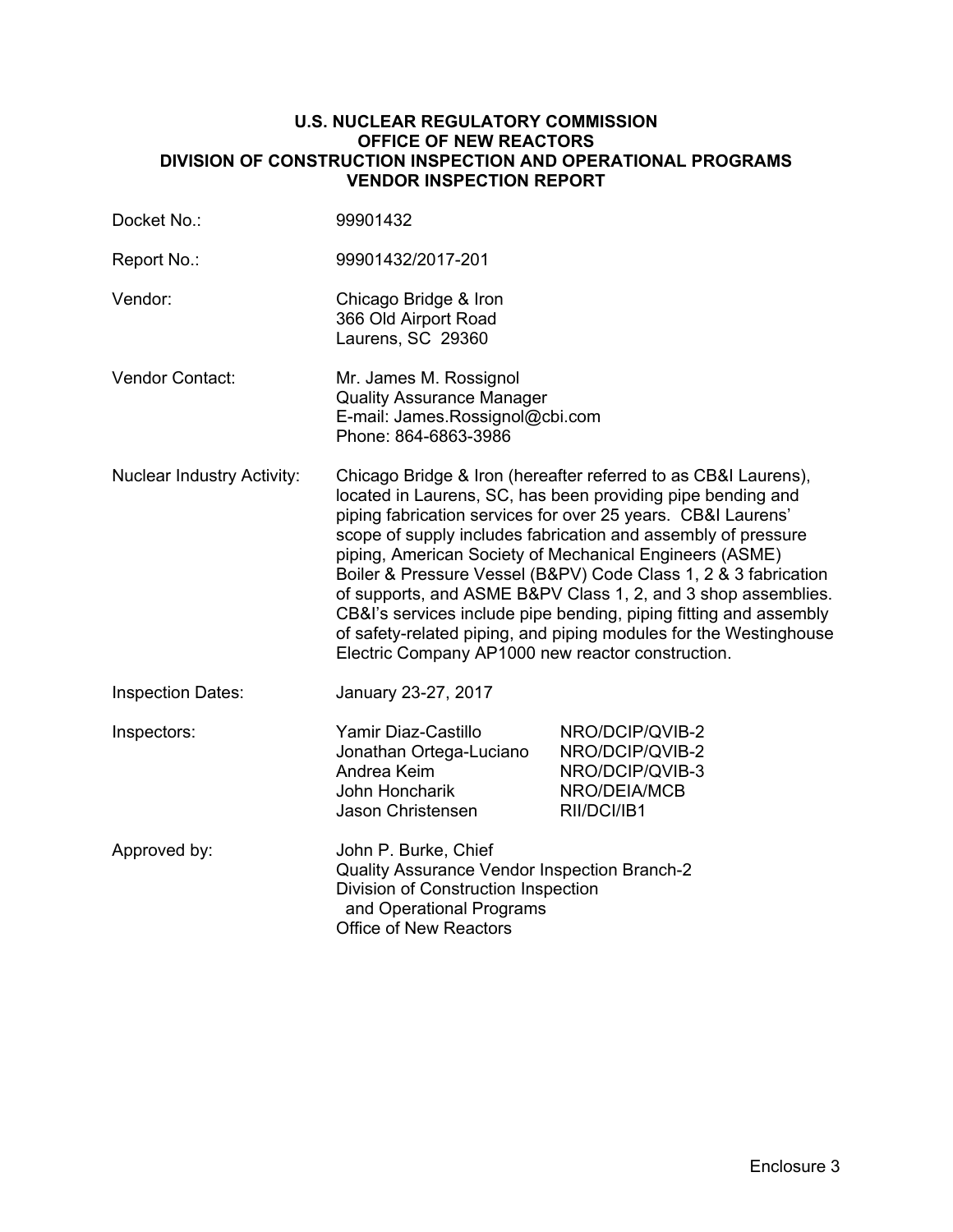**U.S. NUCLEAR REGULATORY COMMISSION**
**OFFICE OF NEW REACTORS**
**DIVISION OF CONSTRUCTION INSPECTION AND OPERATIONAL PROGRAMS**
**VENDOR INSPECTION REPORT**

| | |
|---|---|
| Docket No.: | 99901432 |
| Report No.: | 99901432/2017-201 |
| Vendor: | Chicago Bridge & Iron<br>366 Old Airport Road<br>Laurens, SC 29360 |
| Vendor Contact: | Mr. James M. Rossignol<br>Quality Assurance Manager<br>E-mail: James.Rossignol@cbi.com<br>Phone: 864-6863-3986 |
| Nuclear Industry Activity: | Chicago Bridge & Iron (hereafter referred to as CB&I Laurens), located in Laurens, SC, has been providing pipe bending and piping fabrication services for over 25 years. CB&I Laurens' scope of supply includes fabrication and assembly of pressure piping, American Society of Mechanical Engineers (ASME) Boiler & Pressure Vessel (B&PV) Code Class 1, 2 & 3 fabrication of supports, and ASME B&PV Class 1, 2, and 3 shop assemblies. CB&I's services include pipe bending, piping fitting and assembly of safety-related piping, and piping modules for the Westinghouse Electric Company AP1000 new reactor construction. |
| Inspection Dates: | January 23-27, 2017 |
| Inspectors: | Yamir Diaz-Castillo NRO/DCIP/QVIB-2<br>Jonathan Ortega-Luciano NRO/DCIP/QVIB-2<br>Andrea Keim NRO/DCIP/QVIB-3<br>John Honcharik NRO/DEIA/MCB<br>Jason Christensen RII/DCI/IB1 |
| Approved by: | John P. Burke, Chief<br>Quality Assurance Vendor Inspection Branch-2<br>Division of Construction Inspection and Operational Programs<br>Office of New Reactors |

Enclosure 3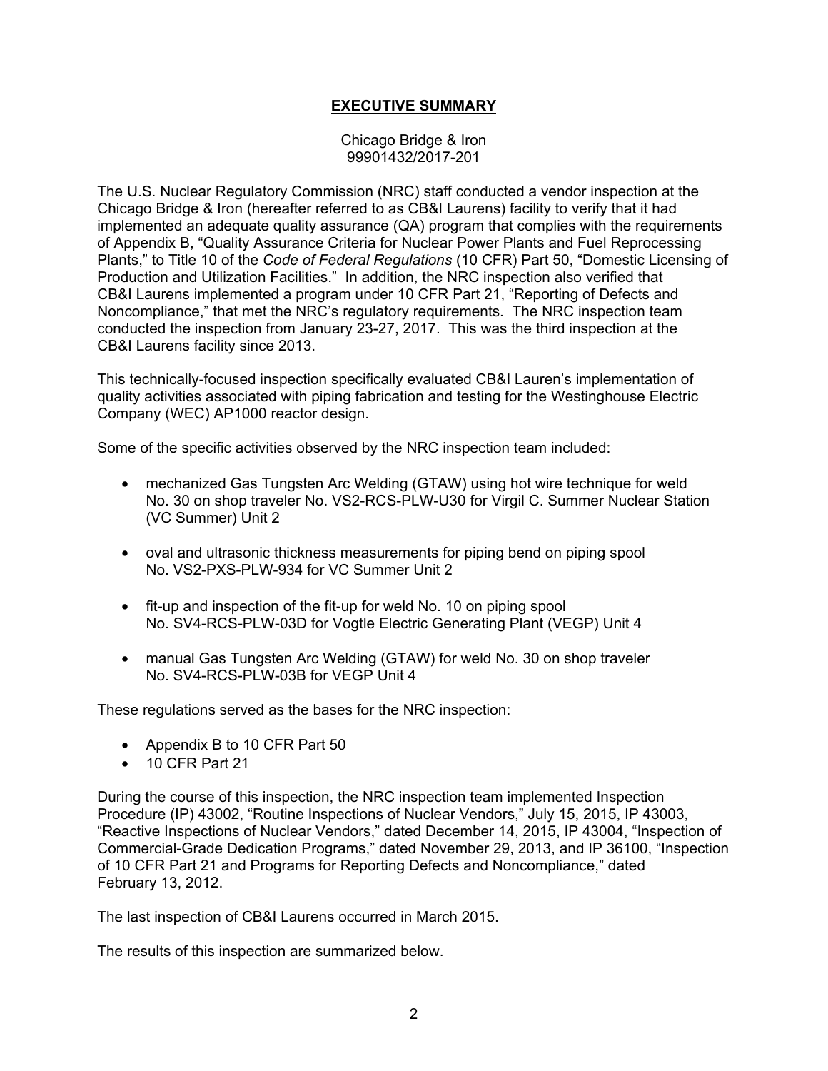# EXECUTIVE SUMMARY

Chicago Bridge & Iron
99901432/2017-201

The U.S. Nuclear Regulatory Commission (NRC) staff conducted a vendor inspection at the Chicago Bridge & Iron (hereafter referred to as CB&I Laurens) facility to verify that it had implemented an adequate quality assurance (QA) program that complies with the requirements of Appendix B, "Quality Assurance Criteria for Nuclear Power Plants and Fuel Reprocessing Plants," to Title 10 of the *Code of Federal Regulations* (10 CFR) Part 50, "Domestic Licensing of Production and Utilization Facilities." In addition, the NRC inspection also verified that CB&I Laurens implemented a program under 10 CFR Part 21, "Reporting of Defects and Noncompliance," that met the NRC's regulatory requirements. The NRC inspection team conducted the inspection from January 23-27, 2017. This was the third inspection at the CB&I Laurens facility since 2013.

This technically-focused inspection specifically evaluated CB&I Lauren's implementation of quality activities associated with piping fabrication and testing for the Westinghouse Electric Company (WEC) AP1000 reactor design.

Some of the specific activities observed by the NRC inspection team included:

- mechanized Gas Tungsten Arc Welding (GTAW) using hot wire technique for weld No. 30 on shop traveler No. VS2-RCS-PLW-U30 for Virgil C. Summer Nuclear Station (VC Summer) Unit 2
- oval and ultrasonic thickness measurements for piping bend on piping spool No. VS2-PXS-PLW-934 for VC Summer Unit 2
- fit-up and inspection of the fit-up for weld No. 10 on piping spool No. SV4-RCS-PLW-03D for Vogtle Electric Generating Plant (VEGP) Unit 4
- manual Gas Tungsten Arc Welding (GTAW) for weld No. 30 on shop traveler No. SV4-RCS-PLW-03B for VEGP Unit 4

These regulations served as the bases for the NRC inspection:

- Appendix B to 10 CFR Part 50
- 10 CFR Part 21

During the course of this inspection, the NRC inspection team implemented Inspection Procedure (IP) 43002, "Routine Inspections of Nuclear Vendors," July 15, 2015, IP 43003, "Reactive Inspections of Nuclear Vendors," dated December 14, 2015, IP 43004, "Inspection of Commercial-Grade Dedication Programs," dated November 29, 2013, and IP 36100, "Inspection of 10 CFR Part 21 and Programs for Reporting Defects and Noncompliance," dated February 13, 2012.

The last inspection of CB&I Laurens occurred in March 2015.

The results of this inspection are summarized below.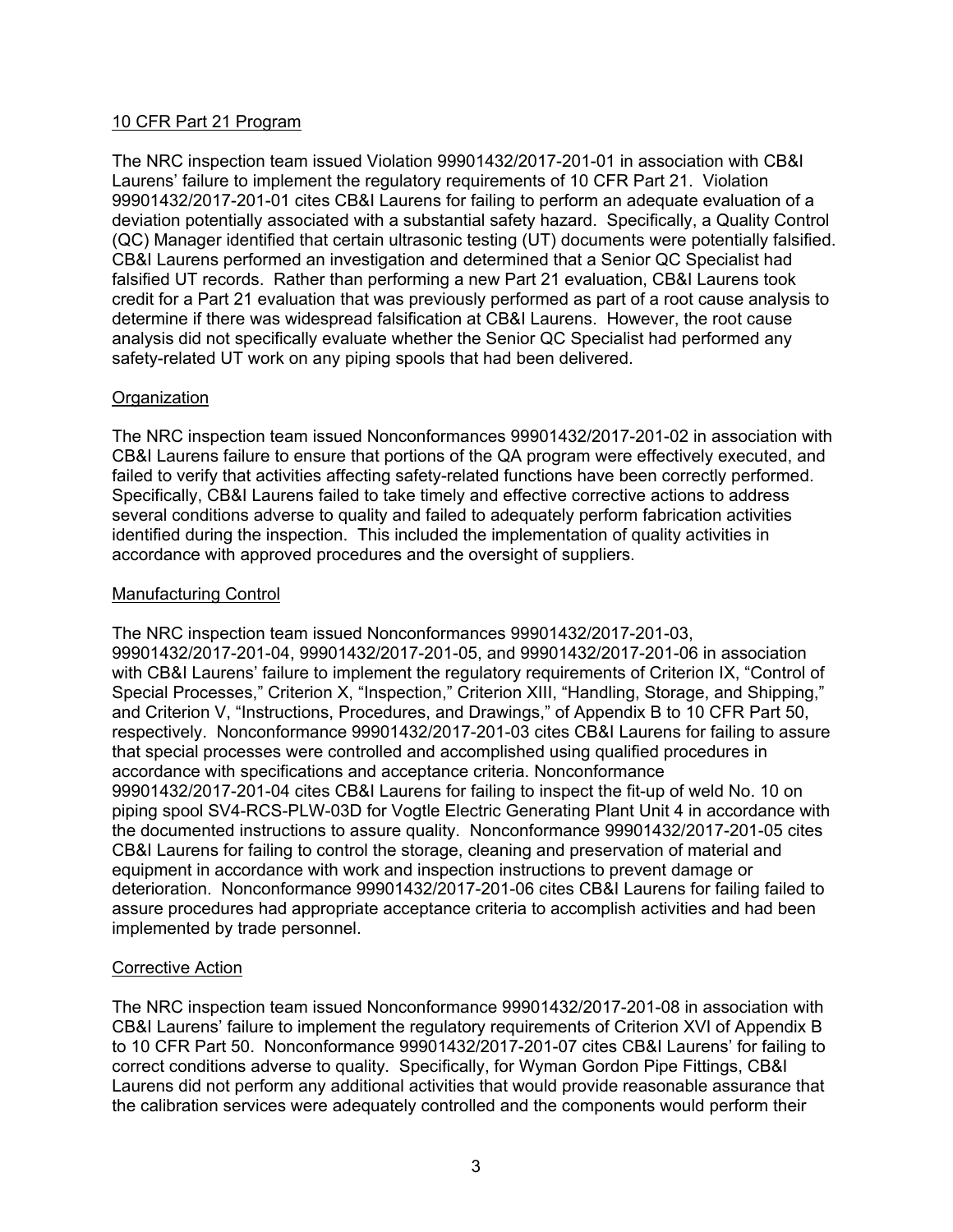## 10 CFR Part 21 Program

The NRC inspection team issued Violation 99901432/2017-201-01 in association with CB&I Laurens' failure to implement the regulatory requirements of 10 CFR Part 21. Violation 99901432/2017-201-01 cites CB&I Laurens for failing to perform an adequate evaluation of a deviation potentially associated with a substantial safety hazard. Specifically, a Quality Control (QC) Manager identified that certain ultrasonic testing (UT) documents were potentially falsified. CB&I Laurens performed an investigation and determined that a Senior QC Specialist had falsified UT records. Rather than performing a new Part 21 evaluation, CB&I Laurens took credit for a Part 21 evaluation that was previously performed as part of a root cause analysis to determine if there was widespread falsification at CB&I Laurens. However, the root cause analysis did not specifically evaluate whether the Senior QC Specialist had performed any safety-related UT work on any piping spools that had been delivered.

## Organization

The NRC inspection team issued Nonconformances 99901432/2017-201-02 in association with CB&I Laurens failure to ensure that portions of the QA program were effectively executed, and failed to verify that activities affecting safety-related functions have been correctly performed. Specifically, CB&I Laurens failed to take timely and effective corrective actions to address several conditions adverse to quality and failed to adequately perform fabrication activities identified during the inspection. This included the implementation of quality activities in accordance with approved procedures and the oversight of suppliers.

## Manufacturing Control

The NRC inspection team issued Nonconformances 99901432/2017-201-03, 99901432/2017-201-04, 99901432/2017-201-05, and 99901432/2017-201-06 in association with CB&I Laurens' failure to implement the regulatory requirements of Criterion IX, "Control of Special Processes," Criterion X, "Inspection," Criterion XIII, "Handling, Storage, and Shipping," and Criterion V, "Instructions, Procedures, and Drawings," of Appendix B to 10 CFR Part 50, respectively. Nonconformance 99901432/2017-201-03 cites CB&I Laurens for failing to assure that special processes were controlled and accomplished using qualified procedures in accordance with specifications and acceptance criteria. Nonconformance 99901432/2017-201-04 cites CB&I Laurens for failing to inspect the fit-up of weld No. 10 on piping spool SV4-RCS-PLW-03D for Vogtle Electric Generating Plant Unit 4 in accordance with the documented instructions to assure quality. Nonconformance 99901432/2017-201-05 cites CB&I Laurens for failing to control the storage, cleaning and preservation of material and equipment in accordance with work and inspection instructions to prevent damage or deterioration. Nonconformance 99901432/2017-201-06 cites CB&I Laurens for failing failed to assure procedures had appropriate acceptance criteria to accomplish activities and had been implemented by trade personnel.

## Corrective Action

The NRC inspection team issued Nonconformance 99901432/2017-201-08 in association with CB&I Laurens' failure to implement the regulatory requirements of Criterion XVI of Appendix B to 10 CFR Part 50. Nonconformance 99901432/2017-201-07 cites CB&I Laurens' for failing to correct conditions adverse to quality. Specifically, for Wyman Gordon Pipe Fittings, CB&I Laurens did not perform any additional activities that would provide reasonable assurance that the calibration services were adequately controlled and the components would perform their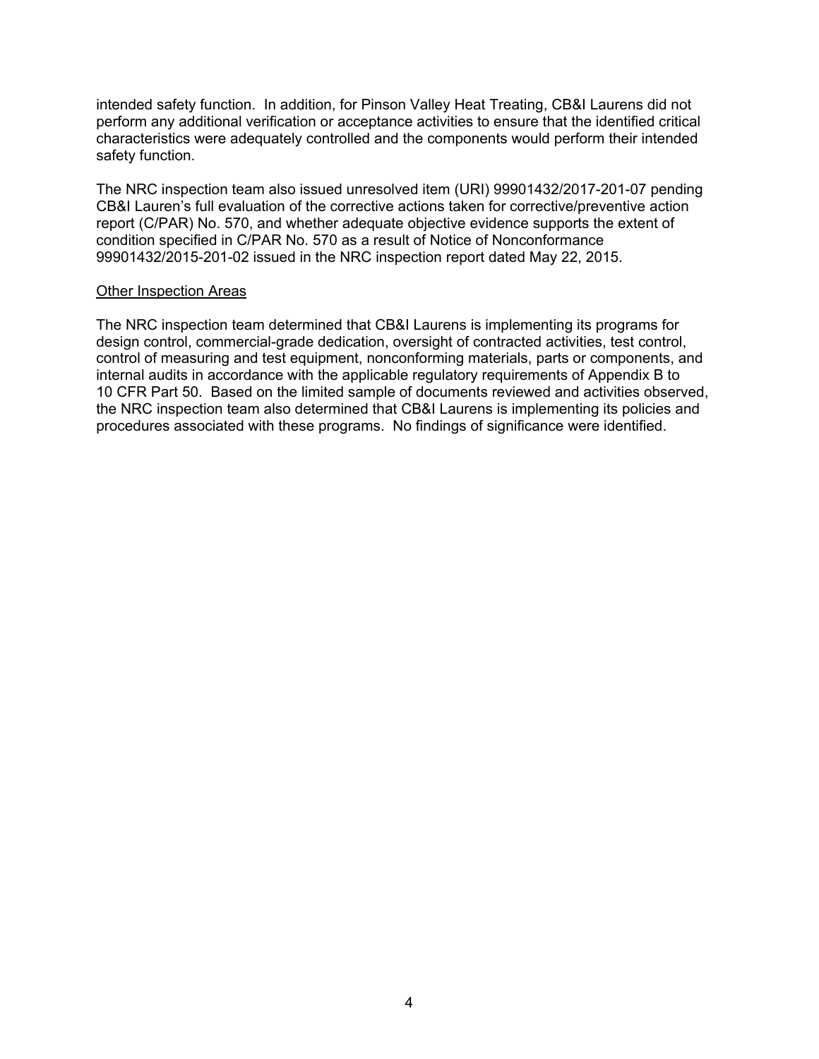intended safety function. In addition, for Pinson Valley Heat Treating, CB&I Laurens did not perform any additional verification or acceptance activities to ensure that the identified critical characteristics were adequately controlled and the components would perform their intended safety function.

The NRC inspection team also issued unresolved item (URI) 99901432/2017-201-07 pending CB&I Lauren's full evaluation of the corrective actions taken for corrective/preventive action report (C/PAR) No. 570, and whether adequate objective evidence supports the extent of condition specified in C/PAR No. 570 as a result of Notice of Nonconformance 99901432/2015-201-02 issued in the NRC inspection report dated May 22, 2015.

Other Inspection Areas

The NRC inspection team determined that CB&I Laurens is implementing its programs for design control, commercial-grade dedication, oversight of contracted activities, test control, control of measuring and test equipment, nonconforming materials, parts or components, and internal audits in accordance with the applicable regulatory requirements of Appendix B to 10 CFR Part 50. Based on the limited sample of documents reviewed and activities observed, the NRC inspection team also determined that CB&I Laurens is implementing its policies and procedures associated with these programs. No findings of significance were identified.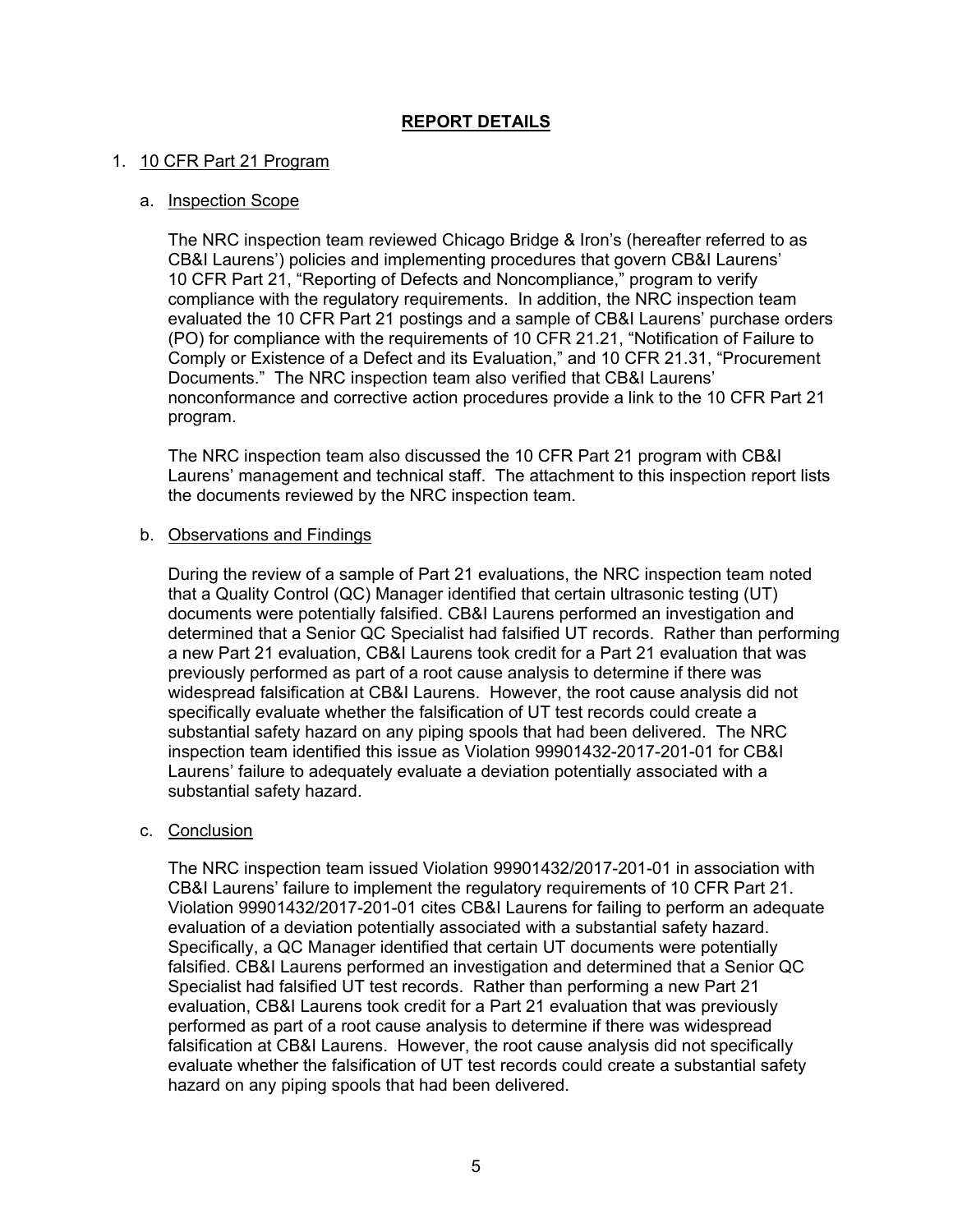## REPORT DETAILS

1. 10 CFR Part 21 Program

   a. Inspection Scope

   The NRC inspection team reviewed Chicago Bridge & Iron's (hereafter referred to as CB&I Laurens') policies and implementing procedures that govern CB&I Laurens' 10 CFR Part 21, "Reporting of Defects and Noncompliance," program to verify compliance with the regulatory requirements. In addition, the NRC inspection team evaluated the 10 CFR Part 21 postings and a sample of CB&I Laurens' purchase orders (PO) for compliance with the requirements of 10 CFR 21.21, "Notification of Failure to Comply or Existence of a Defect and its Evaluation," and 10 CFR 21.31, "Procurement Documents." The NRC inspection team also verified that CB&I Laurens' nonconformance and corrective action procedures provide a link to the 10 CFR Part 21 program.

   The NRC inspection team also discussed the 10 CFR Part 21 program with CB&I Laurens' management and technical staff. The attachment to this inspection report lists the documents reviewed by the NRC inspection team.

   b. Observations and Findings

   During the review of a sample of Part 21 evaluations, the NRC inspection team noted that a Quality Control (QC) Manager identified that certain ultrasonic testing (UT) documents were potentially falsified. CB&I Laurens performed an investigation and determined that a Senior QC Specialist had falsified UT records. Rather than performing a new Part 21 evaluation, CB&I Laurens took credit for a Part 21 evaluation that was previously performed as part of a root cause analysis to determine if there was widespread falsification at CB&I Laurens. However, the root cause analysis did not specifically evaluate whether the falsification of UT test records could create a substantial safety hazard on any piping spools that had been delivered. The NRC inspection team identified this issue as Violation 99901432-2017-201-01 for CB&I Laurens' failure to adequately evaluate a deviation potentially associated with a substantial safety hazard.

   c. Conclusion

   The NRC inspection team issued Violation 99901432/2017-201-01 in association with CB&I Laurens' failure to implement the regulatory requirements of 10 CFR Part 21. Violation 99901432/2017-201-01 cites CB&I Laurens for failing to perform an adequate evaluation of a deviation potentially associated with a substantial safety hazard. Specifically, a QC Manager identified that certain UT documents were potentially falsified. CB&I Laurens performed an investigation and determined that a Senior QC Specialist had falsified UT test records. Rather than performing a new Part 21 evaluation, CB&I Laurens took credit for a Part 21 evaluation that was previously performed as part of a root cause analysis to determine if there was widespread falsification at CB&I Laurens. However, the root cause analysis did not specifically evaluate whether the falsification of UT test records could create a substantial safety hazard on any piping spools that had been delivered.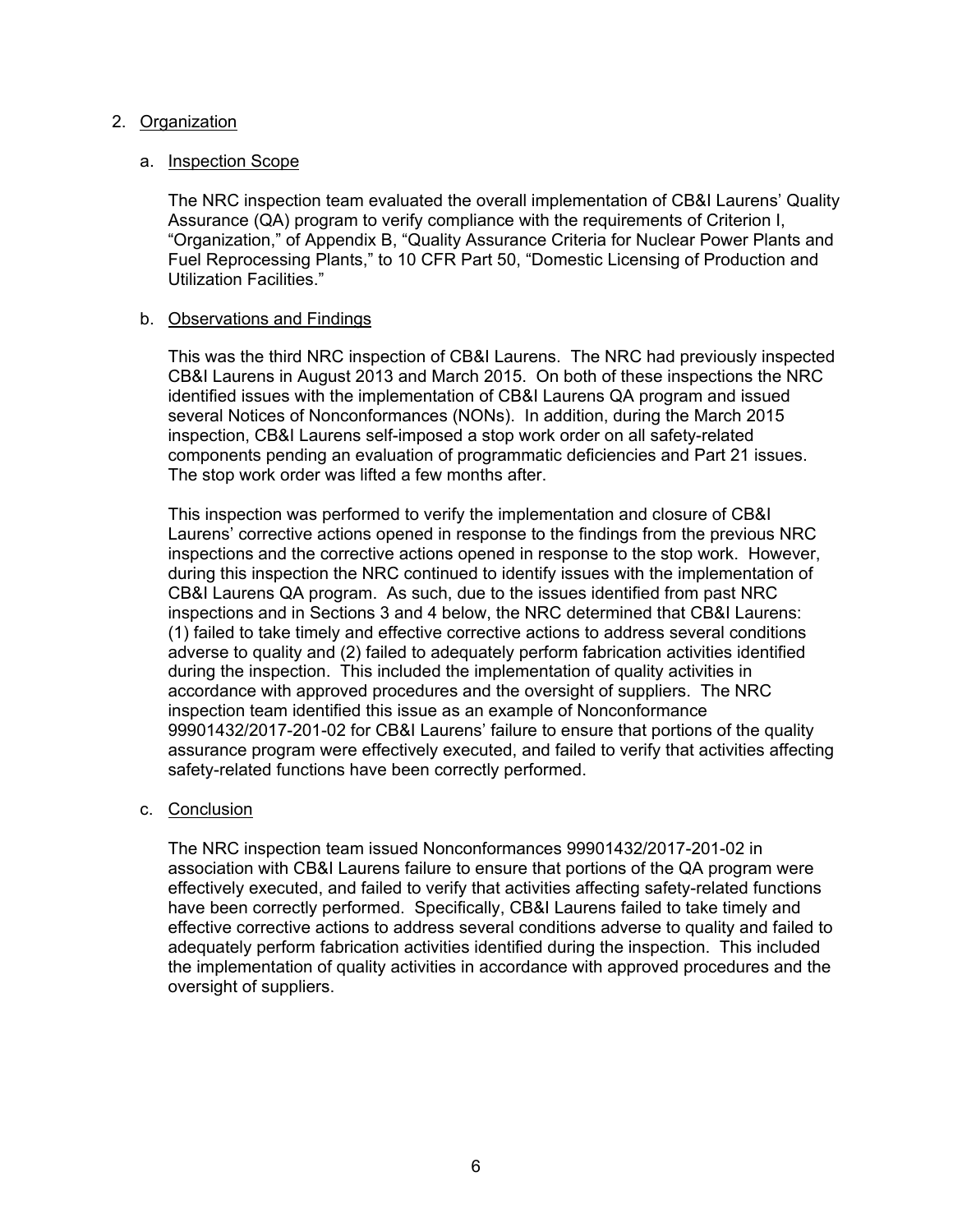## 2. Organization

### a. Inspection Scope

The NRC inspection team evaluated the overall implementation of CB&I Laurens' Quality Assurance (QA) program to verify compliance with the requirements of Criterion I, "Organization," of Appendix B, "Quality Assurance Criteria for Nuclear Power Plants and Fuel Reprocessing Plants," to 10 CFR Part 50, "Domestic Licensing of Production and Utilization Facilities."

### b. Observations and Findings

This was the third NRC inspection of CB&I Laurens. The NRC had previously inspected CB&I Laurens in August 2013 and March 2015. On both of these inspections the NRC identified issues with the implementation of CB&I Laurens QA program and issued several Notices of Nonconformances (NONs). In addition, during the March 2015 inspection, CB&I Laurens self-imposed a stop work order on all safety-related components pending an evaluation of programmatic deficiencies and Part 21 issues. The stop work order was lifted a few months after.

This inspection was performed to verify the implementation and closure of CB&I Laurens' corrective actions opened in response to the findings from the previous NRC inspections and the corrective actions opened in response to the stop work. However, during this inspection the NRC continued to identify issues with the implementation of CB&I Laurens QA program. As such, due to the issues identified from past NRC inspections and in Sections 3 and 4 below, the NRC determined that CB&I Laurens: (1) failed to take timely and effective corrective actions to address several conditions adverse to quality and (2) failed to adequately perform fabrication activities identified during the inspection. This included the implementation of quality activities in accordance with approved procedures and the oversight of suppliers. The NRC inspection team identified this issue as an example of Nonconformance 99901432/2017-201-02 for CB&I Laurens' failure to ensure that portions of the quality assurance program were effectively executed, and failed to verify that activities affecting safety-related functions have been correctly performed.

### c. Conclusion

The NRC inspection team issued Nonconformances 99901432/2017-201-02 in association with CB&I Laurens failure to ensure that portions of the QA program were effectively executed, and failed to verify that activities affecting safety-related functions have been correctly performed. Specifically, CB&I Laurens failed to take timely and effective corrective actions to address several conditions adverse to quality and failed to adequately perform fabrication activities identified during the inspection. This included the implementation of quality activities in accordance with approved procedures and the oversight of suppliers.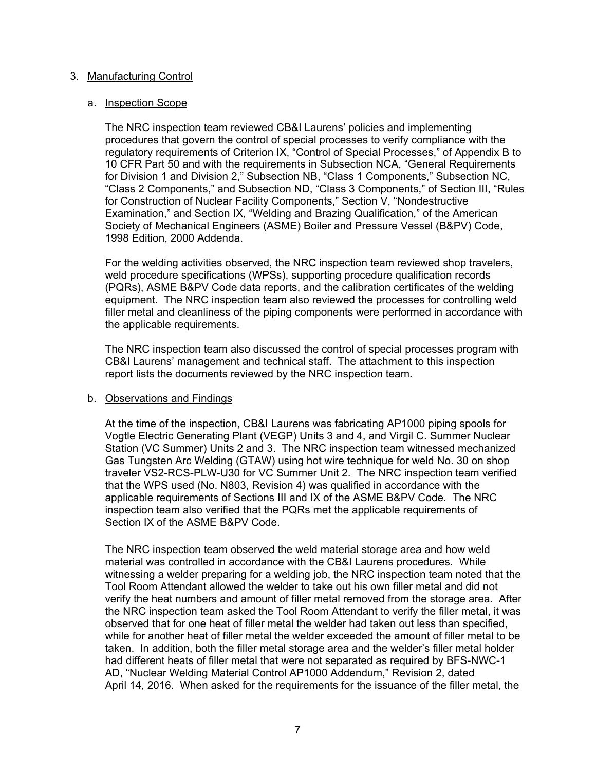3. Manufacturing Control

a. Inspection Scope

The NRC inspection team reviewed CB&I Laurens' policies and implementing procedures that govern the control of special processes to verify compliance with the regulatory requirements of Criterion IX, "Control of Special Processes," of Appendix B to 10 CFR Part 50 and with the requirements in Subsection NCA, "General Requirements for Division 1 and Division 2," Subsection NB, "Class 1 Components," Subsection NC, "Class 2 Components," and Subsection ND, "Class 3 Components," of Section III, "Rules for Construction of Nuclear Facility Components," Section V, "Nondestructive Examination," and Section IX, "Welding and Brazing Qualification," of the American Society of Mechanical Engineers (ASME) Boiler and Pressure Vessel (B&PV) Code, 1998 Edition, 2000 Addenda.

For the welding activities observed, the NRC inspection team reviewed shop travelers, weld procedure specifications (WPSs), supporting procedure qualification records (PQRs), ASME B&PV Code data reports, and the calibration certificates of the welding equipment. The NRC inspection team also reviewed the processes for controlling weld filler metal and cleanliness of the piping components were performed in accordance with the applicable requirements.

The NRC inspection team also discussed the control of special processes program with CB&I Laurens' management and technical staff. The attachment to this inspection report lists the documents reviewed by the NRC inspection team.

b. Observations and Findings

At the time of the inspection, CB&I Laurens was fabricating AP1000 piping spools for Vogtle Electric Generating Plant (VEGP) Units 3 and 4, and Virgil C. Summer Nuclear Station (VC Summer) Units 2 and 3. The NRC inspection team witnessed mechanized Gas Tungsten Arc Welding (GTAW) using hot wire technique for weld No. 30 on shop traveler VS2-RCS-PLW-U30 for VC Summer Unit 2. The NRC inspection team verified that the WPS used (No. N803, Revision 4) was qualified in accordance with the applicable requirements of Sections III and IX of the ASME B&PV Code. The NRC inspection team also verified that the PQRs met the applicable requirements of Section IX of the ASME B&PV Code.

The NRC inspection team observed the weld material storage area and how weld material was controlled in accordance with the CB&I Laurens procedures. While witnessing a welder preparing for a welding job, the NRC inspection team noted that the Tool Room Attendant allowed the welder to take out his own filler metal and did not verify the heat numbers and amount of filler metal removed from the storage area. After the NRC inspection team asked the Tool Room Attendant to verify the filler metal, it was observed that for one heat of filler metal the welder had taken out less than specified, while for another heat of filler metal the welder exceeded the amount of filler metal to be taken. In addition, both the filler metal storage area and the welder's filler metal holder had different heats of filler metal that were not separated as required by BFS-NWC-1 AD, "Nuclear Welding Material Control AP1000 Addendum," Revision 2, dated April 14, 2016. When asked for the requirements for the issuance of the filler metal, the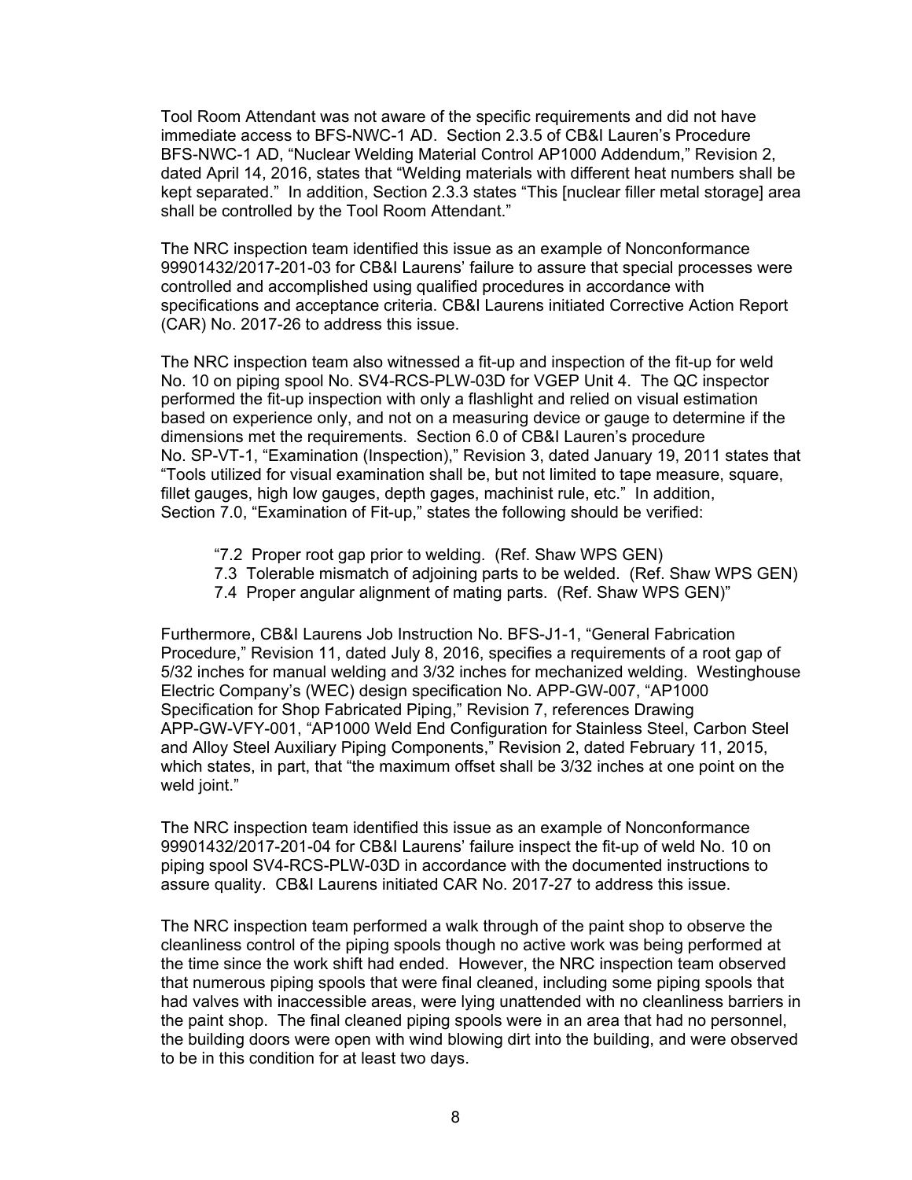Tool Room Attendant was not aware of the specific requirements and did not have immediate access to BFS-NWC-1 AD. Section 2.3.5 of CB&I Lauren's Procedure BFS-NWC-1 AD, "Nuclear Welding Material Control AP1000 Addendum," Revision 2, dated April 14, 2016, states that "Welding materials with different heat numbers shall be kept separated." In addition, Section 2.3.3 states "This [nuclear filler metal storage] area shall be controlled by the Tool Room Attendant."

The NRC inspection team identified this issue as an example of Nonconformance 99901432/2017-201-03 for CB&I Laurens' failure to assure that special processes were controlled and accomplished using qualified procedures in accordance with specifications and acceptance criteria. CB&I Laurens initiated Corrective Action Report (CAR) No. 2017-26 to address this issue.

The NRC inspection team also witnessed a fit-up and inspection of the fit-up for weld No. 10 on piping spool No. SV4-RCS-PLW-03D for VGEP Unit 4. The QC inspector performed the fit-up inspection with only a flashlight and relied on visual estimation based on experience only, and not on a measuring device or gauge to determine if the dimensions met the requirements. Section 6.0 of CB&I Lauren's procedure No. SP-VT-1, "Examination (Inspection)," Revision 3, dated January 19, 2011 states that "Tools utilized for visual examination shall be, but not limited to tape measure, square, fillet gauges, high low gauges, depth gages, machinist rule, etc." In addition, Section 7.0, "Examination of Fit-up," states the following should be verified:

> "7.2 Proper root gap prior to welding. (Ref. Shaw WPS GEN)
> 7.3 Tolerable mismatch of adjoining parts to be welded. (Ref. Shaw WPS GEN)
> 7.4 Proper angular alignment of mating parts. (Ref. Shaw WPS GEN)"

Furthermore, CB&I Laurens Job Instruction No. BFS-J1-1, "General Fabrication Procedure," Revision 11, dated July 8, 2016, specifies a requirements of a root gap of 5/32 inches for manual welding and 3/32 inches for mechanized welding. Westinghouse Electric Company's (WEC) design specification No. APP-GW-007, "AP1000 Specification for Shop Fabricated Piping," Revision 7, references Drawing APP-GW-VFY-001, "AP1000 Weld End Configuration for Stainless Steel, Carbon Steel and Alloy Steel Auxiliary Piping Components," Revision 2, dated February 11, 2015, which states, in part, that "the maximum offset shall be 3/32 inches at one point on the weld joint."

The NRC inspection team identified this issue as an example of Nonconformance 99901432/2017-201-04 for CB&I Laurens' failure inspect the fit-up of weld No. 10 on piping spool SV4-RCS-PLW-03D in accordance with the documented instructions to assure quality. CB&I Laurens initiated CAR No. 2017-27 to address this issue.

The NRC inspection team performed a walk through of the paint shop to observe the cleanliness control of the piping spools though no active work was being performed at the time since the work shift had ended. However, the NRC inspection team observed that numerous piping spools that were final cleaned, including some piping spools that had valves with inaccessible areas, were lying unattended with no cleanliness barriers in the paint shop. The final cleaned piping spools were in an area that had no personnel, the building doors were open with wind blowing dirt into the building, and were observed to be in this condition for at least two days.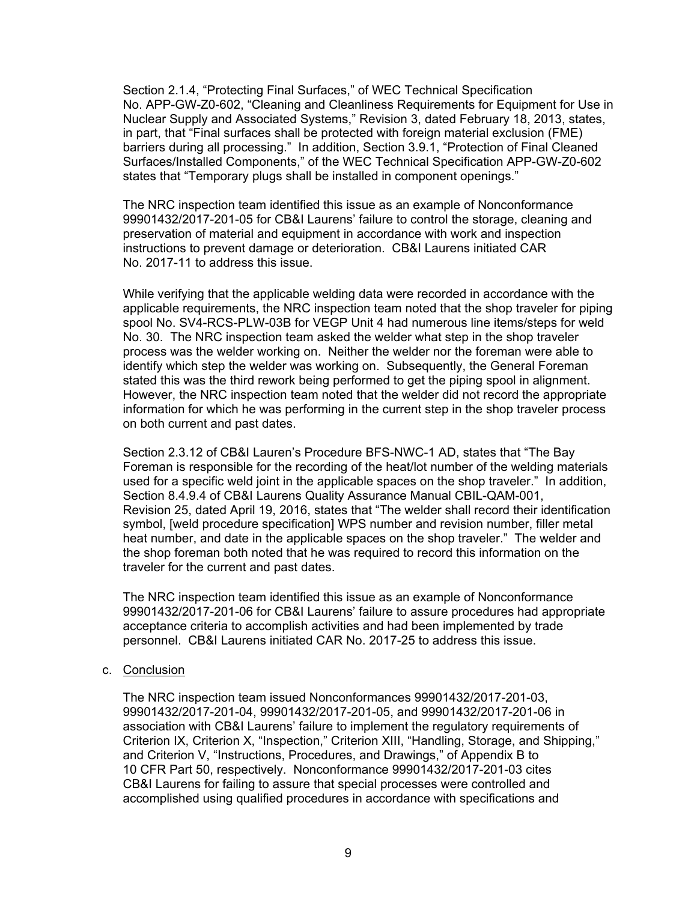Section 2.1.4, "Protecting Final Surfaces," of WEC Technical Specification No. APP-GW-Z0-602, "Cleaning and Cleanliness Requirements for Equipment for Use in Nuclear Supply and Associated Systems," Revision 3, dated February 18, 2013, states, in part, that "Final surfaces shall be protected with foreign material exclusion (FME) barriers during all processing." In addition, Section 3.9.1, "Protection of Final Cleaned Surfaces/Installed Components," of the WEC Technical Specification APP-GW-Z0-602 states that "Temporary plugs shall be installed in component openings."

The NRC inspection team identified this issue as an example of Nonconformance 99901432/2017-201-05 for CB&I Laurens' failure to control the storage, cleaning and preservation of material and equipment in accordance with work and inspection instructions to prevent damage or deterioration. CB&I Laurens initiated CAR No. 2017-11 to address this issue.

While verifying that the applicable welding data were recorded in accordance with the applicable requirements, the NRC inspection team noted that the shop traveler for piping spool No. SV4-RCS-PLW-03B for VEGP Unit 4 had numerous line items/steps for weld No. 30. The NRC inspection team asked the welder what step in the shop traveler process was the welder working on. Neither the welder nor the foreman were able to identify which step the welder was working on. Subsequently, the General Foreman stated this was the third rework being performed to get the piping spool in alignment. However, the NRC inspection team noted that the welder did not record the appropriate information for which he was performing in the current step in the shop traveler process on both current and past dates.

Section 2.3.12 of CB&I Lauren's Procedure BFS-NWC-1 AD, states that "The Bay Foreman is responsible for the recording of the heat/lot number of the welding materials used for a specific weld joint in the applicable spaces on the shop traveler." In addition, Section 8.4.9.4 of CB&I Laurens Quality Assurance Manual CBIL-QAM-001, Revision 25, dated April 19, 2016, states that "The welder shall record their identification symbol, [weld procedure specification] WPS number and revision number, filler metal heat number, and date in the applicable spaces on the shop traveler." The welder and the shop foreman both noted that he was required to record this information on the traveler for the current and past dates.

The NRC inspection team identified this issue as an example of Nonconformance 99901432/2017-201-06 for CB&I Laurens' failure to assure procedures had appropriate acceptance criteria to accomplish activities and had been implemented by trade personnel. CB&I Laurens initiated CAR No. 2017-25 to address this issue.

c. Conclusion

The NRC inspection team issued Nonconformances 99901432/2017-201-03, 99901432/2017-201-04, 99901432/2017-201-05, and 99901432/2017-201-06 in association with CB&I Laurens' failure to implement the regulatory requirements of Criterion IX, Criterion X, "Inspection," Criterion XIII, "Handling, Storage, and Shipping," and Criterion V, "Instructions, Procedures, and Drawings," of Appendix B to 10 CFR Part 50, respectively. Nonconformance 99901432/2017-201-03 cites CB&I Laurens for failing to assure that special processes were controlled and accomplished using qualified procedures in accordance with specifications and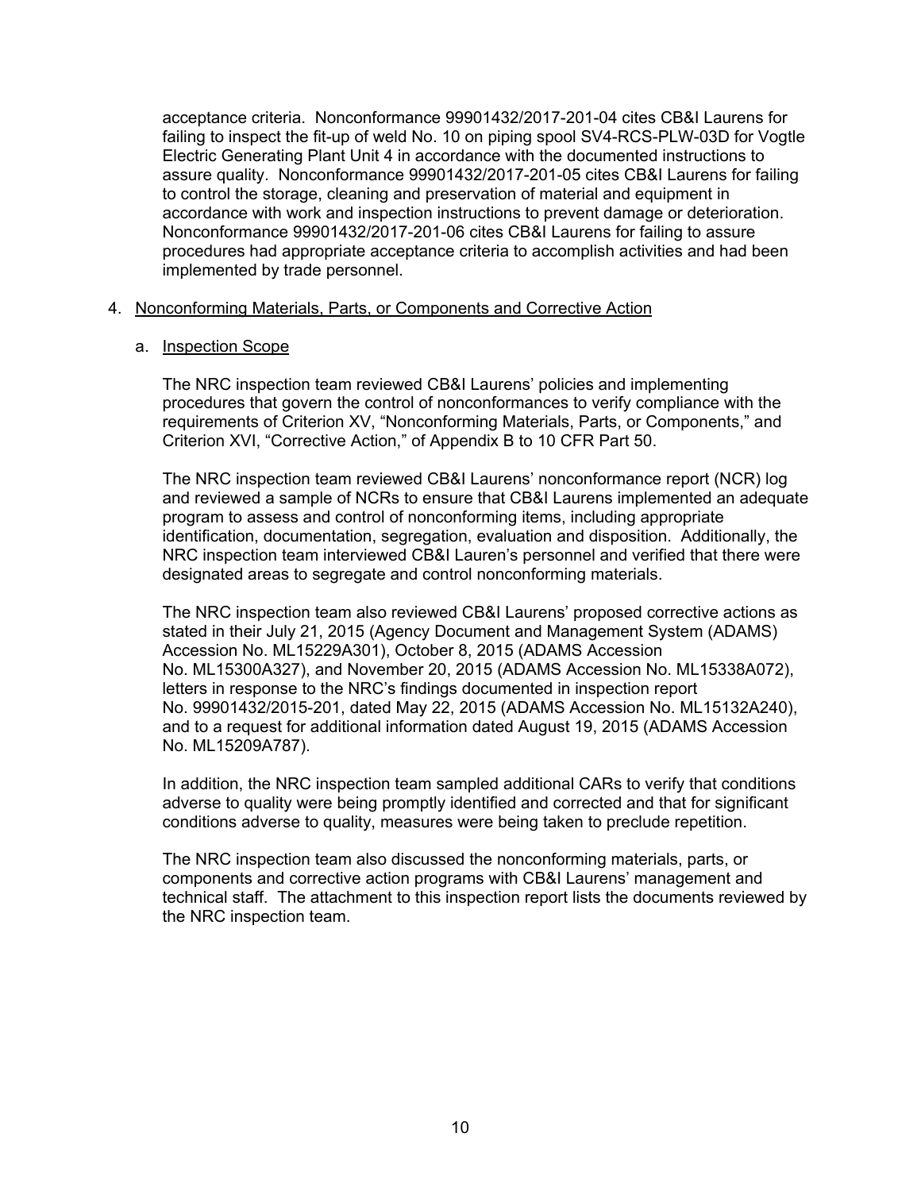acceptance criteria. Nonconformance 99901432/2017-201-04 cites CB&I Laurens for failing to inspect the fit-up of weld No. 10 on piping spool SV4-RCS-PLW-03D for Vogtle Electric Generating Plant Unit 4 in accordance with the documented instructions to assure quality. Nonconformance 99901432/2017-201-05 cites CB&I Laurens for failing to control the storage, cleaning and preservation of material and equipment in accordance with work and inspection instructions to prevent damage or deterioration. Nonconformance 99901432/2017-201-06 cites CB&I Laurens for failing to assure procedures had appropriate acceptance criteria to accomplish activities and had been implemented by trade personnel.

4. Nonconforming Materials, Parts, or Components and Corrective Action

   a. Inspection Scope

   The NRC inspection team reviewed CB&I Laurens' policies and implementing procedures that govern the control of nonconformances to verify compliance with the requirements of Criterion XV, "Nonconforming Materials, Parts, or Components," and Criterion XVI, "Corrective Action," of Appendix B to 10 CFR Part 50.

   The NRC inspection team reviewed CB&I Laurens' nonconformance report (NCR) log and reviewed a sample of NCRs to ensure that CB&I Laurens implemented an adequate program to assess and control of nonconforming items, including appropriate identification, documentation, segregation, evaluation and disposition. Additionally, the NRC inspection team interviewed CB&I Lauren's personnel and verified that there were designated areas to segregate and control nonconforming materials.

   The NRC inspection team also reviewed CB&I Laurens' proposed corrective actions as stated in their July 21, 2015 (Agency Document and Management System (ADAMS) Accession No. ML15229A301), October 8, 2015 (ADAMS Accession No. ML15300A327), and November 20, 2015 (ADAMS Accession No. ML15338A072), letters in response to the NRC's findings documented in inspection report No. 99901432/2015-201, dated May 22, 2015 (ADAMS Accession No. ML15132A240), and to a request for additional information dated August 19, 2015 (ADAMS Accession No. ML15209A787).

   In addition, the NRC inspection team sampled additional CARs to verify that conditions adverse to quality were being promptly identified and corrected and that for significant conditions adverse to quality, measures were being taken to preclude repetition.

   The NRC inspection team also discussed the nonconforming materials, parts, or components and corrective action programs with CB&I Laurens' management and technical staff. The attachment to this inspection report lists the documents reviewed by the NRC inspection team.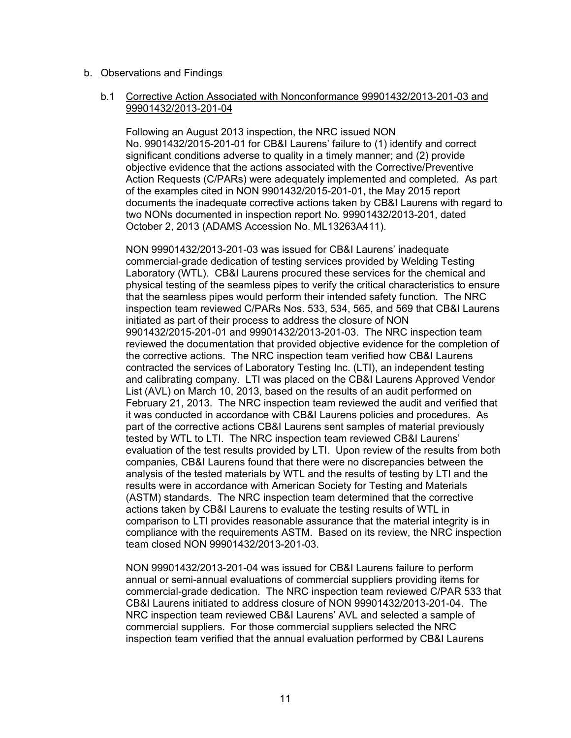b. Observations and Findings

b.1 Corrective Action Associated with Nonconformance 99901432/2013-201-03 and 99901432/2013-201-04

Following an August 2013 inspection, the NRC issued NON No. 9901432/2015-201-01 for CB&I Laurens' failure to (1) identify and correct significant conditions adverse to quality in a timely manner; and (2) provide objective evidence that the actions associated with the Corrective/Preventive Action Requests (C/PARs) were adequately implemented and completed. As part of the examples cited in NON 9901432/2015-201-01, the May 2015 report documents the inadequate corrective actions taken by CB&I Laurens with regard to two NONs documented in inspection report No. 99901432/2013-201, dated October 2, 2013 (ADAMS Accession No. ML13263A411).

NON 99901432/2013-201-03 was issued for CB&I Laurens' inadequate commercial-grade dedication of testing services provided by Welding Testing Laboratory (WTL). CB&I Laurens procured these services for the chemical and physical testing of the seamless pipes to verify the critical characteristics to ensure that the seamless pipes would perform their intended safety function. The NRC inspection team reviewed C/PARs Nos. 533, 534, 565, and 569 that CB&I Laurens initiated as part of their process to address the closure of NON 9901432/2015-201-01 and 99901432/2013-201-03. The NRC inspection team reviewed the documentation that provided objective evidence for the completion of the corrective actions. The NRC inspection team verified how CB&I Laurens contracted the services of Laboratory Testing Inc. (LTI), an independent testing and calibrating company. LTI was placed on the CB&I Laurens Approved Vendor List (AVL) on March 10, 2013, based on the results of an audit performed on February 21, 2013. The NRC inspection team reviewed the audit and verified that it was conducted in accordance with CB&I Laurens policies and procedures. As part of the corrective actions CB&I Laurens sent samples of material previously tested by WTL to LTI. The NRC inspection team reviewed CB&I Laurens' evaluation of the test results provided by LTI. Upon review of the results from both companies, CB&I Laurens found that there were no discrepancies between the analysis of the tested materials by WTL and the results of testing by LTI and the results were in accordance with American Society for Testing and Materials (ASTM) standards. The NRC inspection team determined that the corrective actions taken by CB&I Laurens to evaluate the testing results of WTL in comparison to LTI provides reasonable assurance that the material integrity is in compliance with the requirements ASTM. Based on its review, the NRC inspection team closed NON 99901432/2013-201-03.

NON 99901432/2013-201-04 was issued for CB&I Laurens failure to perform annual or semi-annual evaluations of commercial suppliers providing items for commercial-grade dedication. The NRC inspection team reviewed C/PAR 533 that CB&I Laurens initiated to address closure of NON 99901432/2013-201-04. The NRC inspection team reviewed CB&I Laurens' AVL and selected a sample of commercial suppliers. For those commercial suppliers selected the NRC inspection team verified that the annual evaluation performed by CB&I Laurens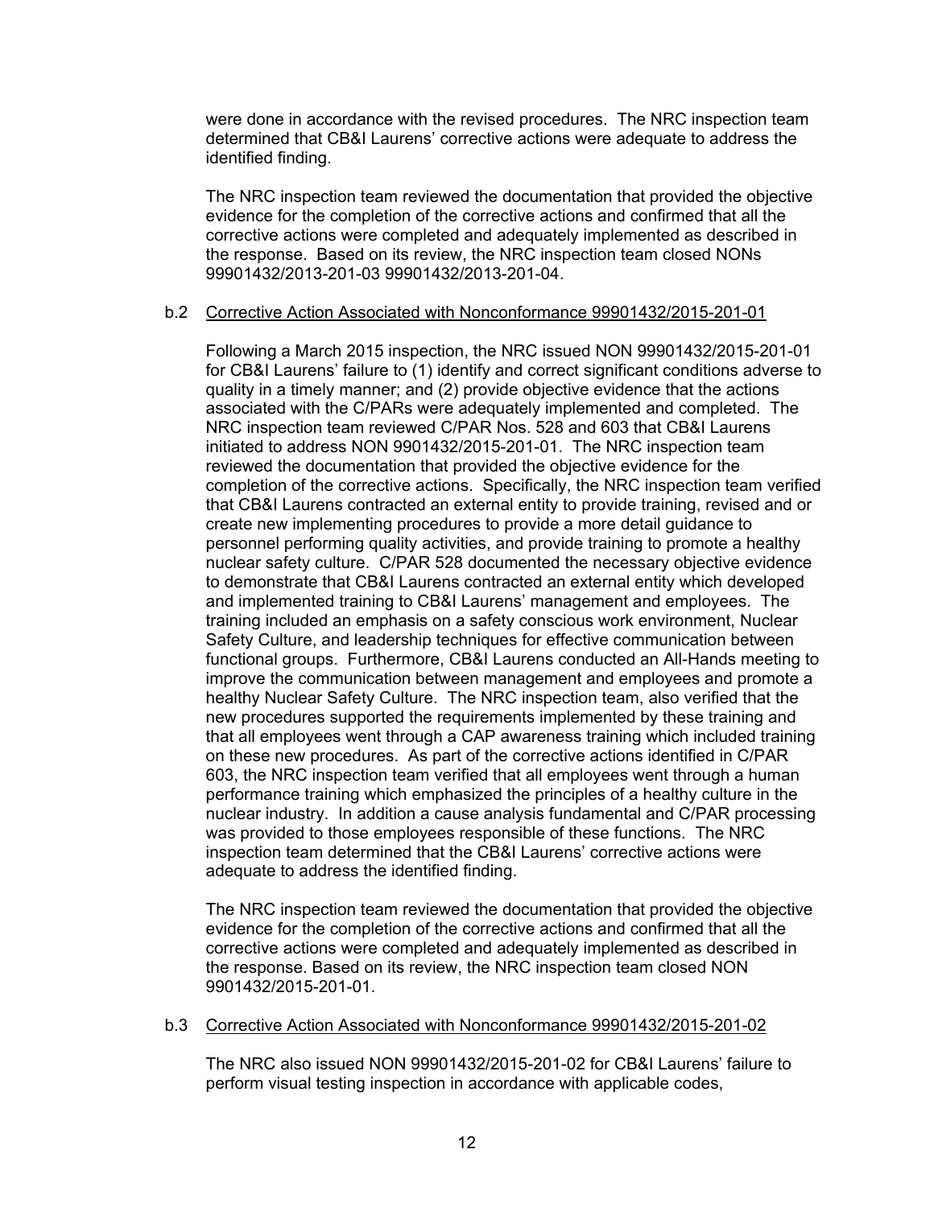were done in accordance with the revised procedures. The NRC inspection team determined that CB&I Laurens' corrective actions were adequate to address the identified finding.

The NRC inspection team reviewed the documentation that provided the objective evidence for the completion of the corrective actions and confirmed that all the corrective actions were completed and adequately implemented as described in the response. Based on its review, the NRC inspection team closed NONs 99901432/2013-201-03 99901432/2013-201-04.

b.2 Corrective Action Associated with Nonconformance 99901432/2015-201-01

Following a March 2015 inspection, the NRC issued NON 99901432/2015-201-01 for CB&I Laurens' failure to (1) identify and correct significant conditions adverse to quality in a timely manner; and (2) provide objective evidence that the actions associated with the C/PARs were adequately implemented and completed. The NRC inspection team reviewed C/PAR Nos. 528 and 603 that CB&I Laurens initiated to address NON 9901432/2015-201-01. The NRC inspection team reviewed the documentation that provided the objective evidence for the completion of the corrective actions. Specifically, the NRC inspection team verified that CB&I Laurens contracted an external entity to provide training, revised and or create new implementing procedures to provide a more detail guidance to personnel performing quality activities, and provide training to promote a healthy nuclear safety culture. C/PAR 528 documented the necessary objective evidence to demonstrate that CB&I Laurens contracted an external entity which developed and implemented training to CB&I Laurens' management and employees. The training included an emphasis on a safety conscious work environment, Nuclear Safety Culture, and leadership techniques for effective communication between functional groups. Furthermore, CB&I Laurens conducted an All-Hands meeting to improve the communication between management and employees and promote a healthy Nuclear Safety Culture. The NRC inspection team, also verified that the new procedures supported the requirements implemented by these training and that all employees went through a CAP awareness training which included training on these new procedures. As part of the corrective actions identified in C/PAR 603, the NRC inspection team verified that all employees went through a human performance training which emphasized the principles of a healthy culture in the nuclear industry. In addition a cause analysis fundamental and C/PAR processing was provided to those employees responsible of these functions. The NRC inspection team determined that the CB&I Laurens' corrective actions were adequate to address the identified finding.

The NRC inspection team reviewed the documentation that provided the objective evidence for the completion of the corrective actions and confirmed that all the corrective actions were completed and adequately implemented as described in the response. Based on its review, the NRC inspection team closed NON 9901432/2015-201-01.

b.3 Corrective Action Associated with Nonconformance 99901432/2015-201-02

The NRC also issued NON 99901432/2015-201-02 for CB&I Laurens' failure to perform visual testing inspection in accordance with applicable codes,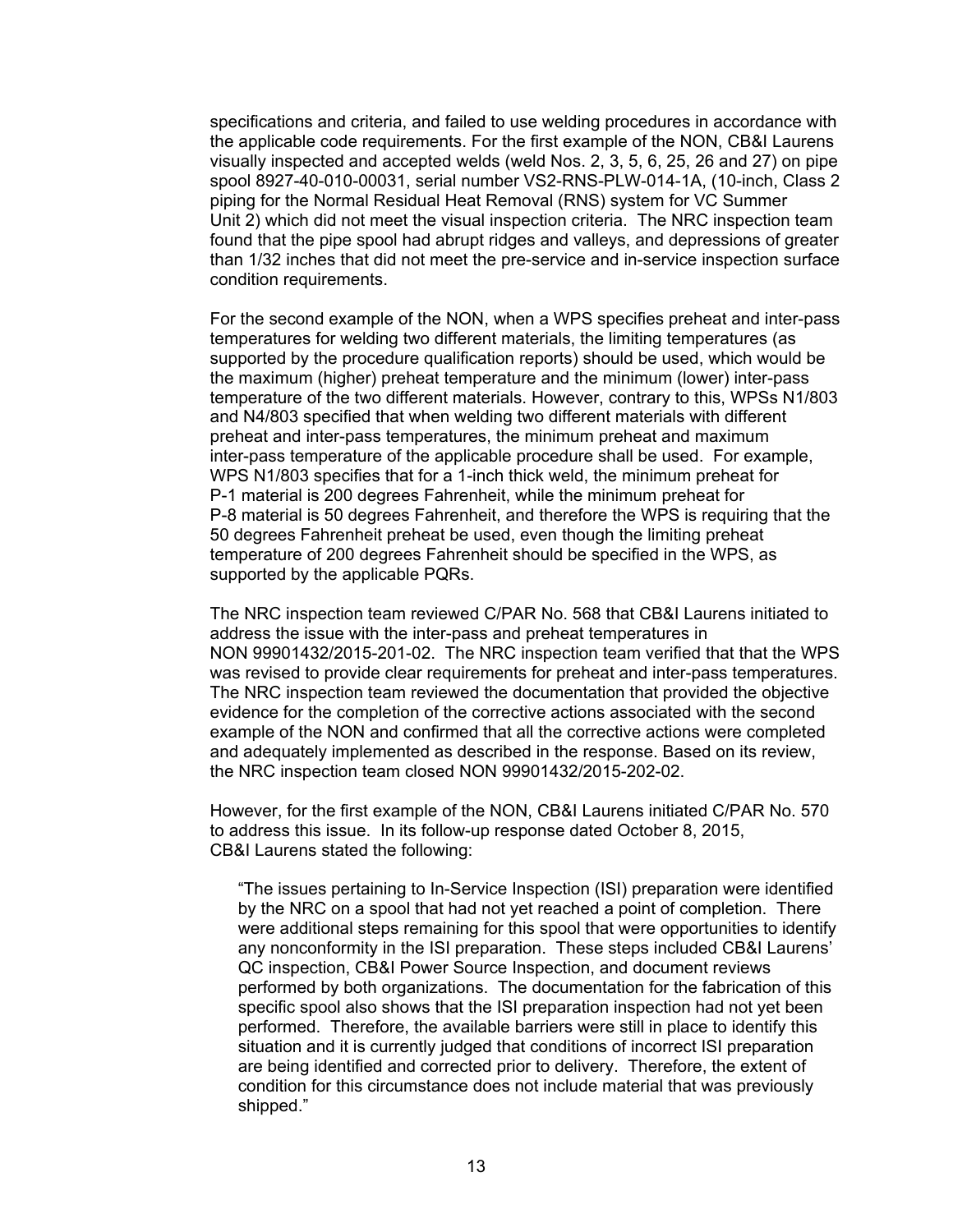specifications and criteria, and failed to use welding procedures in accordance with the applicable code requirements. For the first example of the NON, CB&I Laurens visually inspected and accepted welds (weld Nos. 2, 3, 5, 6, 25, 26 and 27) on pipe spool 8927-40-010-00031, serial number VS2-RNS-PLW-014-1A, (10-inch, Class 2 piping for the Normal Residual Heat Removal (RNS) system for VC Summer Unit 2) which did not meet the visual inspection criteria. The NRC inspection team found that the pipe spool had abrupt ridges and valleys, and depressions of greater than 1/32 inches that did not meet the pre-service and in-service inspection surface condition requirements.

For the second example of the NON, when a WPS specifies preheat and inter-pass temperatures for welding two different materials, the limiting temperatures (as supported by the procedure qualification reports) should be used, which would be the maximum (higher) preheat temperature and the minimum (lower) inter-pass temperature of the two different materials. However, contrary to this, WPSs N1/803 and N4/803 specified that when welding two different materials with different preheat and inter-pass temperatures, the minimum preheat and maximum inter-pass temperature of the applicable procedure shall be used. For example, WPS N1/803 specifies that for a 1-inch thick weld, the minimum preheat for P-1 material is 200 degrees Fahrenheit, while the minimum preheat for P-8 material is 50 degrees Fahrenheit, and therefore the WPS is requiring that the 50 degrees Fahrenheit preheat be used, even though the limiting preheat temperature of 200 degrees Fahrenheit should be specified in the WPS, as supported by the applicable PQRs.

The NRC inspection team reviewed C/PAR No. 568 that CB&I Laurens initiated to address the issue with the inter-pass and preheat temperatures in NON 99901432/2015-201-02. The NRC inspection team verified that that the WPS was revised to provide clear requirements for preheat and inter-pass temperatures. The NRC inspection team reviewed the documentation that provided the objective evidence for the completion of the corrective actions associated with the second example of the NON and confirmed that all the corrective actions were completed and adequately implemented as described in the response. Based on its review, the NRC inspection team closed NON 99901432/2015-202-02.

However, for the first example of the NON, CB&I Laurens initiated C/PAR No. 570 to address this issue. In its follow-up response dated October 8, 2015, CB&I Laurens stated the following:

> "The issues pertaining to In-Service Inspection (ISI) preparation were identified by the NRC on a spool that had not yet reached a point of completion. There were additional steps remaining for this spool that were opportunities to identify any nonconformity in the ISI preparation. These steps included CB&I Laurens' QC inspection, CB&I Power Source Inspection, and document reviews performed by both organizations. The documentation for the fabrication of this specific spool also shows that the ISI preparation inspection had not yet been performed. Therefore, the available barriers were still in place to identify this situation and it is currently judged that conditions of incorrect ISI preparation are being identified and corrected prior to delivery. Therefore, the extent of condition for this circumstance does not include material that was previously shipped."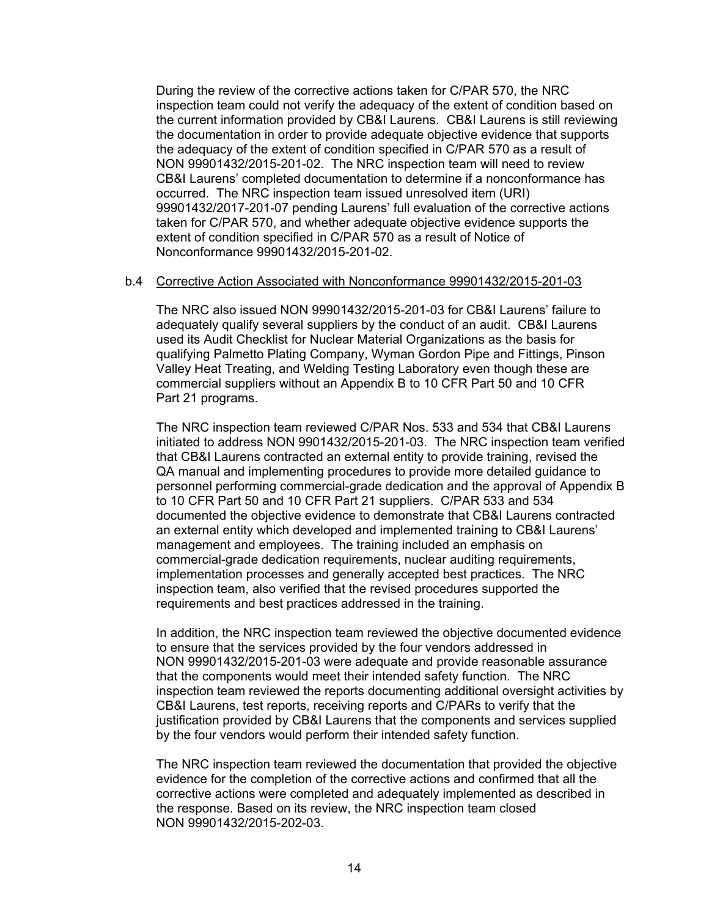During the review of the corrective actions taken for C/PAR 570, the NRC inspection team could not verify the adequacy of the extent of condition based on the current information provided by CB&I Laurens. CB&I Laurens is still reviewing the documentation in order to provide adequate objective evidence that supports the adequacy of the extent of condition specified in C/PAR 570 as a result of NON 99901432/2015-201-02. The NRC inspection team will need to review CB&I Laurens' completed documentation to determine if a nonconformance has occurred. The NRC inspection team issued unresolved item (URI) 99901432/2017-201-07 pending Laurens' full evaluation of the corrective actions taken for C/PAR 570, and whether adequate objective evidence supports the extent of condition specified in C/PAR 570 as a result of Notice of Nonconformance 99901432/2015-201-02.

b.4 Corrective Action Associated with Nonconformance 99901432/2015-201-03

The NRC also issued NON 99901432/2015-201-03 for CB&I Laurens' failure to adequately qualify several suppliers by the conduct of an audit. CB&I Laurens used its Audit Checklist for Nuclear Material Organizations as the basis for qualifying Palmetto Plating Company, Wyman Gordon Pipe and Fittings, Pinson Valley Heat Treating, and Welding Testing Laboratory even though these are commercial suppliers without an Appendix B to 10 CFR Part 50 and 10 CFR Part 21 programs.

The NRC inspection team reviewed C/PAR Nos. 533 and 534 that CB&I Laurens initiated to address NON 9901432/2015-201-03. The NRC inspection team verified that CB&I Laurens contracted an external entity to provide training, revised the QA manual and implementing procedures to provide more detailed guidance to personnel performing commercial-grade dedication and the approval of Appendix B to 10 CFR Part 50 and 10 CFR Part 21 suppliers. C/PAR 533 and 534 documented the objective evidence to demonstrate that CB&I Laurens contracted an external entity which developed and implemented training to CB&I Laurens' management and employees. The training included an emphasis on commercial-grade dedication requirements, nuclear auditing requirements, implementation processes and generally accepted best practices. The NRC inspection team, also verified that the revised procedures supported the requirements and best practices addressed in the training.

In addition, the NRC inspection team reviewed the objective documented evidence to ensure that the services provided by the four vendors addressed in NON 99901432/2015-201-03 were adequate and provide reasonable assurance that the components would meet their intended safety function. The NRC inspection team reviewed the reports documenting additional oversight activities by CB&I Laurens, test reports, receiving reports and C/PARs to verify that the justification provided by CB&I Laurens that the components and services supplied by the four vendors would perform their intended safety function.

The NRC inspection team reviewed the documentation that provided the objective evidence for the completion of the corrective actions and confirmed that all the corrective actions were completed and adequately implemented as described in the response. Based on its review, the NRC inspection team closed NON 99901432/2015-202-03.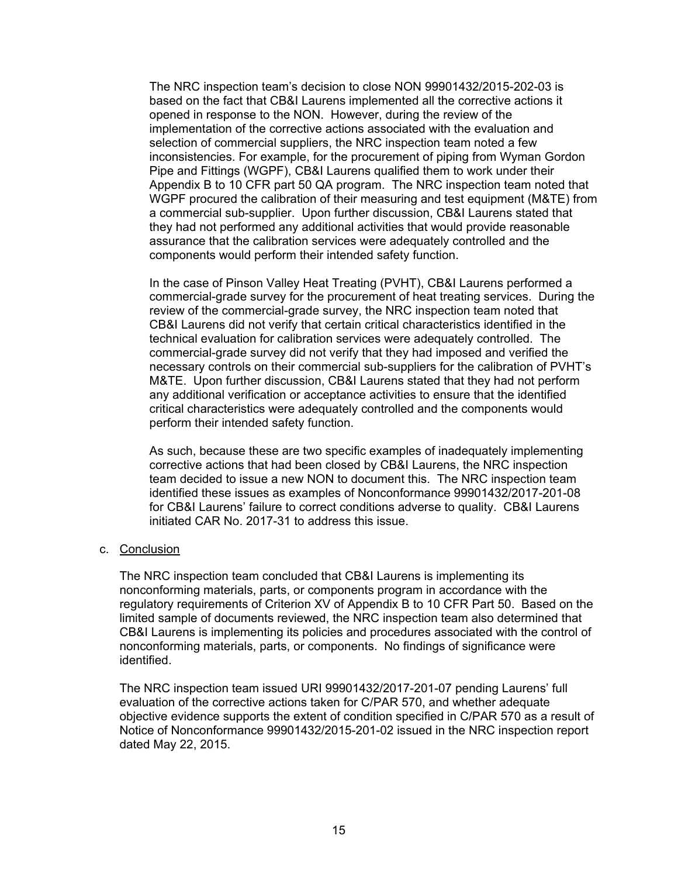The NRC inspection team's decision to close NON 99901432/2015-202-03 is based on the fact that CB&I Laurens implemented all the corrective actions it opened in response to the NON. However, during the review of the implementation of the corrective actions associated with the evaluation and selection of commercial suppliers, the NRC inspection team noted a few inconsistencies. For example, for the procurement of piping from Wyman Gordon Pipe and Fittings (WGPF), CB&I Laurens qualified them to work under their Appendix B to 10 CFR part 50 QA program. The NRC inspection team noted that WGPF procured the calibration of their measuring and test equipment (M&TE) from a commercial sub-supplier. Upon further discussion, CB&I Laurens stated that they had not performed any additional activities that would provide reasonable assurance that the calibration services were adequately controlled and the components would perform their intended safety function.

In the case of Pinson Valley Heat Treating (PVHT), CB&I Laurens performed a commercial-grade survey for the procurement of heat treating services. During the review of the commercial-grade survey, the NRC inspection team noted that CB&I Laurens did not verify that certain critical characteristics identified in the technical evaluation for calibration services were adequately controlled. The commercial-grade survey did not verify that they had imposed and verified the necessary controls on their commercial sub-suppliers for the calibration of PVHT's M&TE. Upon further discussion, CB&I Laurens stated that they had not perform any additional verification or acceptance activities to ensure that the identified critical characteristics were adequately controlled and the components would perform their intended safety function.

As such, because these are two specific examples of inadequately implementing corrective actions that had been closed by CB&I Laurens, the NRC inspection team decided to issue a new NON to document this. The NRC inspection team identified these issues as examples of Nonconformance 99901432/2017-201-08 for CB&I Laurens' failure to correct conditions adverse to quality. CB&I Laurens initiated CAR No. 2017-31 to address this issue.

c. <u>Conclusion</u>

The NRC inspection team concluded that CB&I Laurens is implementing its nonconforming materials, parts, or components program in accordance with the regulatory requirements of Criterion XV of Appendix B to 10 CFR Part 50. Based on the limited sample of documents reviewed, the NRC inspection team also determined that CB&I Laurens is implementing its policies and procedures associated with the control of nonconforming materials, parts, or components. No findings of significance were identified.

The NRC inspection team issued URI 99901432/2017-201-07 pending Laurens' full evaluation of the corrective actions taken for C/PAR 570, and whether adequate objective evidence supports the extent of condition specified in C/PAR 570 as a result of Notice of Nonconformance 99901432/2015-201-02 issued in the NRC inspection report dated May 22, 2015.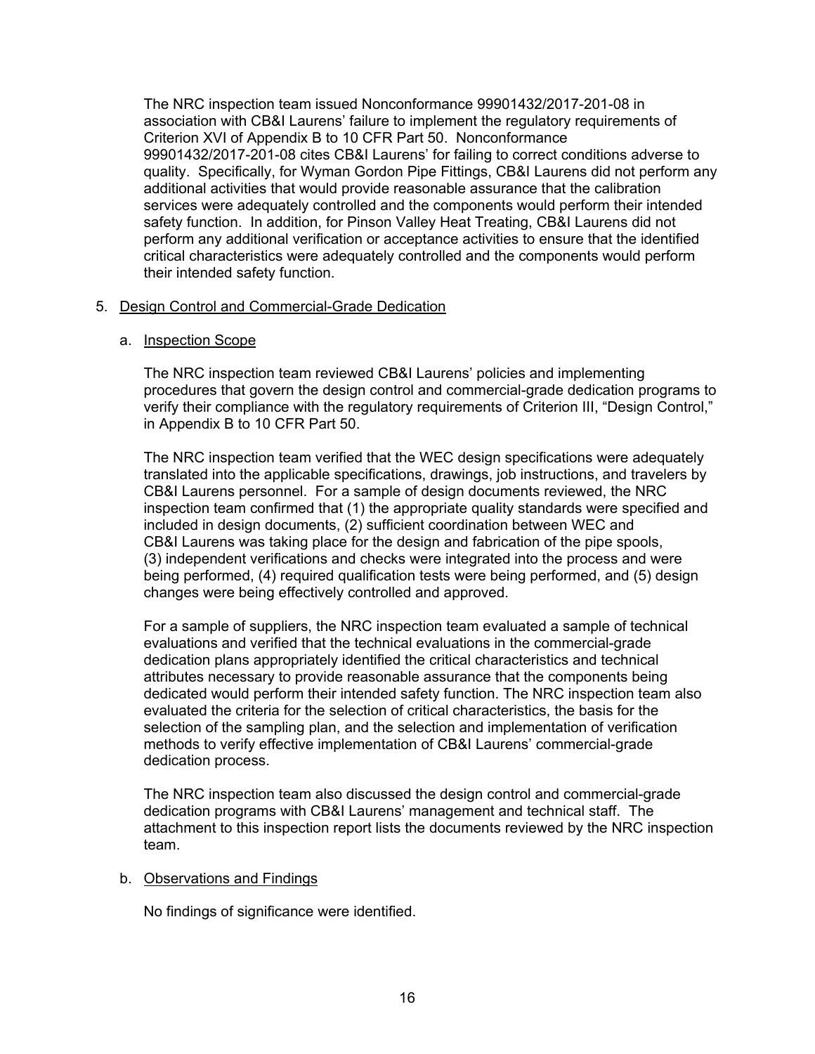The NRC inspection team issued Nonconformance 99901432/2017-201-08 in association with CB&I Laurens' failure to implement the regulatory requirements of Criterion XVI of Appendix B to 10 CFR Part 50. Nonconformance 99901432/2017-201-08 cites CB&I Laurens' for failing to correct conditions adverse to quality. Specifically, for Wyman Gordon Pipe Fittings, CB&I Laurens did not perform any additional activities that would provide reasonable assurance that the calibration services were adequately controlled and the components would perform their intended safety function. In addition, for Pinson Valley Heat Treating, CB&I Laurens did not perform any additional verification or acceptance activities to ensure that the identified critical characteristics were adequately controlled and the components would perform their intended safety function.

5. Design Control and Commercial-Grade Dedication

   a. Inspection Scope

      The NRC inspection team reviewed CB&I Laurens' policies and implementing procedures that govern the design control and commercial-grade dedication programs to verify their compliance with the regulatory requirements of Criterion III, "Design Control," in Appendix B to 10 CFR Part 50.

      The NRC inspection team verified that the WEC design specifications were adequately translated into the applicable specifications, drawings, job instructions, and travelers by CB&I Laurens personnel. For a sample of design documents reviewed, the NRC inspection team confirmed that (1) the appropriate quality standards were specified and included in design documents, (2) sufficient coordination between WEC and CB&I Laurens was taking place for the design and fabrication of the pipe spools, (3) independent verifications and checks were integrated into the process and were being performed, (4) required qualification tests were being performed, and (5) design changes were being effectively controlled and approved.

      For a sample of suppliers, the NRC inspection team evaluated a sample of technical evaluations and verified that the technical evaluations in the commercial-grade dedication plans appropriately identified the critical characteristics and technical attributes necessary to provide reasonable assurance that the components being dedicated would perform their intended safety function. The NRC inspection team also evaluated the criteria for the selection of critical characteristics, the basis for the selection of the sampling plan, and the selection and implementation of verification methods to verify effective implementation of CB&I Laurens' commercial-grade dedication process.

      The NRC inspection team also discussed the design control and commercial-grade dedication programs with CB&I Laurens' management and technical staff. The attachment to this inspection report lists the documents reviewed by the NRC inspection team.

   b. Observations and Findings

      No findings of significance were identified.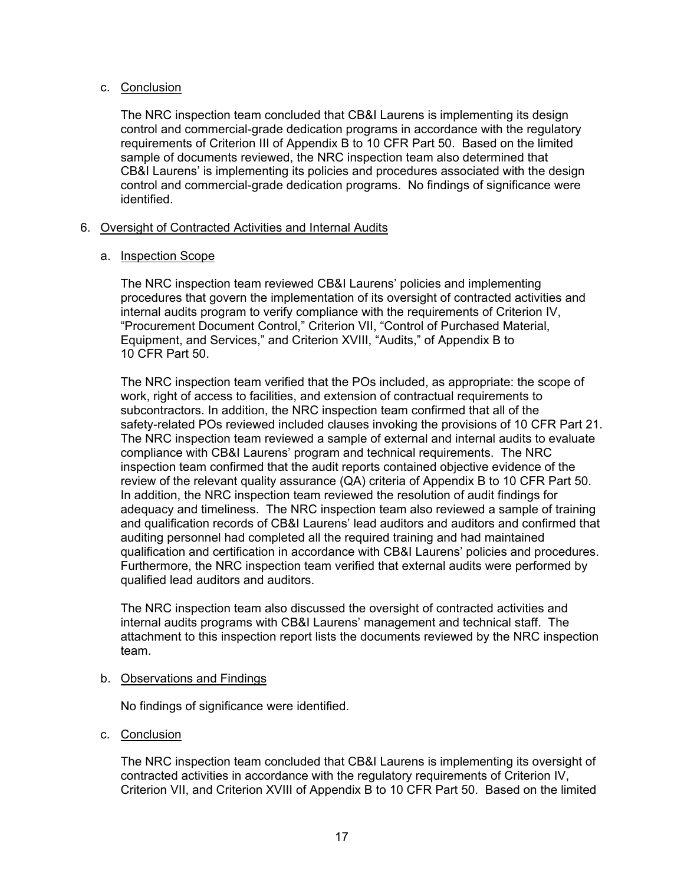c. Conclusion

The NRC inspection team concluded that CB&I Laurens is implementing its design control and commercial-grade dedication programs in accordance with the regulatory requirements of Criterion III of Appendix B to 10 CFR Part 50. Based on the limited sample of documents reviewed, the NRC inspection team also determined that CB&I Laurens' is implementing its policies and procedures associated with the design control and commercial-grade dedication programs. No findings of significance were identified.

## 6. Oversight of Contracted Activities and Internal Audits

a. Inspection Scope

The NRC inspection team reviewed CB&I Laurens' policies and implementing procedures that govern the implementation of its oversight of contracted activities and internal audits program to verify compliance with the requirements of Criterion IV, "Procurement Document Control," Criterion VII, "Control of Purchased Material, Equipment, and Services," and Criterion XVIII, "Audits," of Appendix B to 10 CFR Part 50.

The NRC inspection team verified that the POs included, as appropriate: the scope of work, right of access to facilities, and extension of contractual requirements to subcontractors. In addition, the NRC inspection team confirmed that all of the safety-related POs reviewed included clauses invoking the provisions of 10 CFR Part 21. The NRC inspection team reviewed a sample of external and internal audits to evaluate compliance with CB&I Laurens' program and technical requirements. The NRC inspection team confirmed that the audit reports contained objective evidence of the review of the relevant quality assurance (QA) criteria of Appendix B to 10 CFR Part 50. In addition, the NRC inspection team reviewed the resolution of audit findings for adequacy and timeliness. The NRC inspection team also reviewed a sample of training and qualification records of CB&I Laurens' lead auditors and auditors and confirmed that auditing personnel had completed all the required training and had maintained qualification and certification in accordance with CB&I Laurens' policies and procedures. Furthermore, the NRC inspection team verified that external audits were performed by qualified lead auditors and auditors.

The NRC inspection team also discussed the oversight of contracted activities and internal audits programs with CB&I Laurens' management and technical staff. The attachment to this inspection report lists the documents reviewed by the NRC inspection team.

b. Observations and Findings

No findings of significance were identified.

c. Conclusion

The NRC inspection team concluded that CB&I Laurens is implementing its oversight of contracted activities in accordance with the regulatory requirements of Criterion IV, Criterion VII, and Criterion XVIII of Appendix B to 10 CFR Part 50. Based on the limited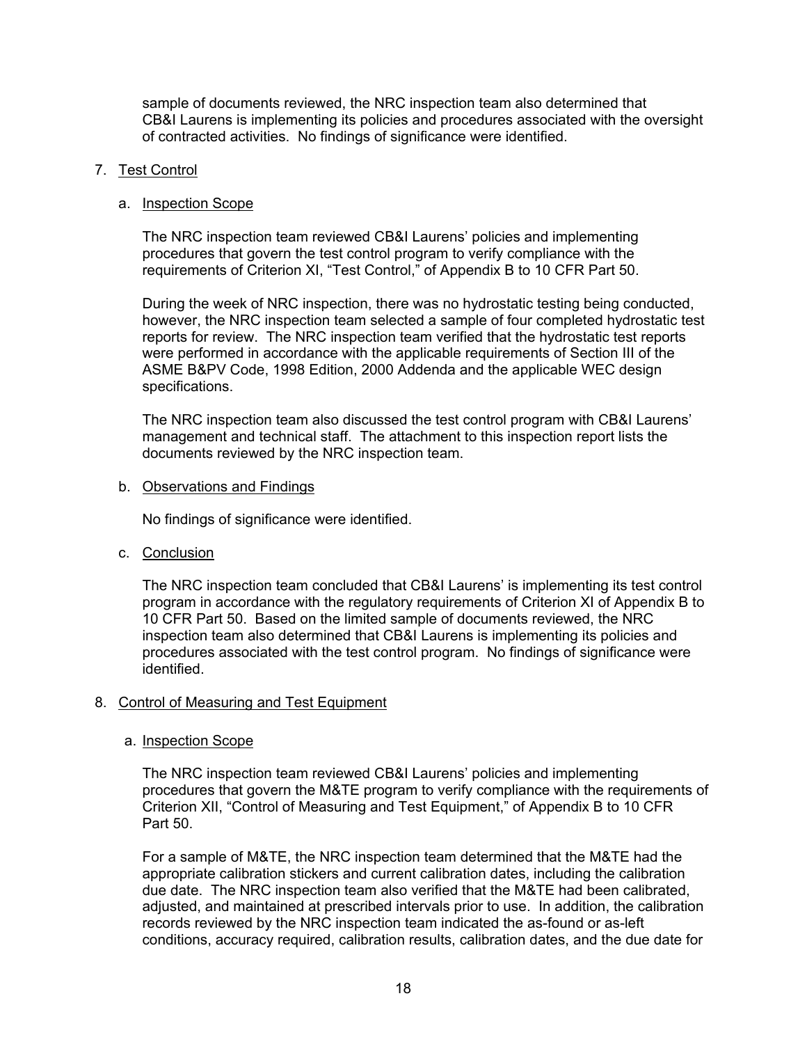sample of documents reviewed, the NRC inspection team also determined that CB&I Laurens is implementing its policies and procedures associated with the oversight of contracted activities. No findings of significance were identified.

7. Test Control

   a. Inspection Scope

   The NRC inspection team reviewed CB&I Laurens' policies and implementing procedures that govern the test control program to verify compliance with the requirements of Criterion XI, "Test Control," of Appendix B to 10 CFR Part 50.

   During the week of NRC inspection, there was no hydrostatic testing being conducted, however, the NRC inspection team selected a sample of four completed hydrostatic test reports for review. The NRC inspection team verified that the hydrostatic test reports were performed in accordance with the applicable requirements of Section III of the ASME B&PV Code, 1998 Edition, 2000 Addenda and the applicable WEC design specifications.

   The NRC inspection team also discussed the test control program with CB&I Laurens' management and technical staff. The attachment to this inspection report lists the documents reviewed by the NRC inspection team.

   b. Observations and Findings

   No findings of significance were identified.

   c. Conclusion

   The NRC inspection team concluded that CB&I Laurens' is implementing its test control program in accordance with the regulatory requirements of Criterion XI of Appendix B to 10 CFR Part 50. Based on the limited sample of documents reviewed, the NRC inspection team also determined that CB&I Laurens is implementing its policies and procedures associated with the test control program. No findings of significance were identified.

8. Control of Measuring and Test Equipment

   a. Inspection Scope

   The NRC inspection team reviewed CB&I Laurens' policies and implementing procedures that govern the M&TE program to verify compliance with the requirements of Criterion XII, "Control of Measuring and Test Equipment," of Appendix B to 10 CFR Part 50.

   For a sample of M&TE, the NRC inspection team determined that the M&TE had the appropriate calibration stickers and current calibration dates, including the calibration due date. The NRC inspection team also verified that the M&TE had been calibrated, adjusted, and maintained at prescribed intervals prior to use. In addition, the calibration records reviewed by the NRC inspection team indicated the as-found or as-left conditions, accuracy required, calibration results, calibration dates, and the due date for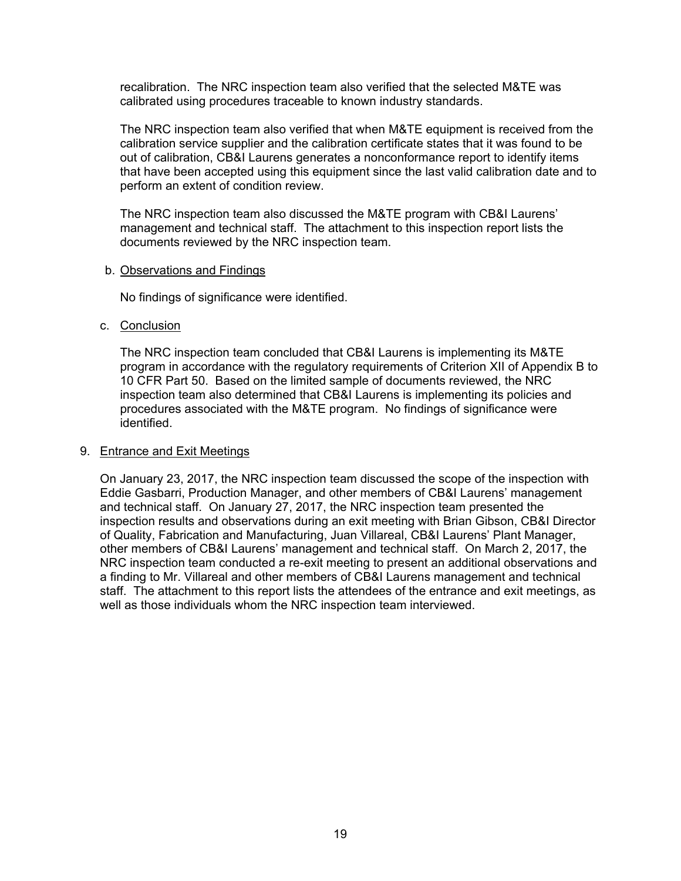recalibration. The NRC inspection team also verified that the selected M&TE was calibrated using procedures traceable to known industry standards.

The NRC inspection team also verified that when M&TE equipment is received from the calibration service supplier and the calibration certificate states that it was found to be out of calibration, CB&I Laurens generates a nonconformance report to identify items that have been accepted using this equipment since the last valid calibration date and to perform an extent of condition review.

The NRC inspection team also discussed the M&TE program with CB&I Laurens' management and technical staff. The attachment to this inspection report lists the documents reviewed by the NRC inspection team.

b. Observations and Findings

No findings of significance were identified.

c. Conclusion

The NRC inspection team concluded that CB&I Laurens is implementing its M&TE program in accordance with the regulatory requirements of Criterion XII of Appendix B to 10 CFR Part 50. Based on the limited sample of documents reviewed, the NRC inspection team also determined that CB&I Laurens is implementing its policies and procedures associated with the M&TE program. No findings of significance were identified.

9. Entrance and Exit Meetings

On January 23, 2017, the NRC inspection team discussed the scope of the inspection with Eddie Gasbarri, Production Manager, and other members of CB&I Laurens' management and technical staff. On January 27, 2017, the NRC inspection team presented the inspection results and observations during an exit meeting with Brian Gibson, CB&I Director of Quality, Fabrication and Manufacturing, Juan Villareal, CB&I Laurens' Plant Manager, other members of CB&I Laurens' management and technical staff. On March 2, 2017, the NRC inspection team conducted a re-exit meeting to present an additional observations and a finding to Mr. Villareal and other members of CB&I Laurens management and technical staff. The attachment to this report lists the attendees of the entrance and exit meetings, as well as those individuals whom the NRC inspection team interviewed.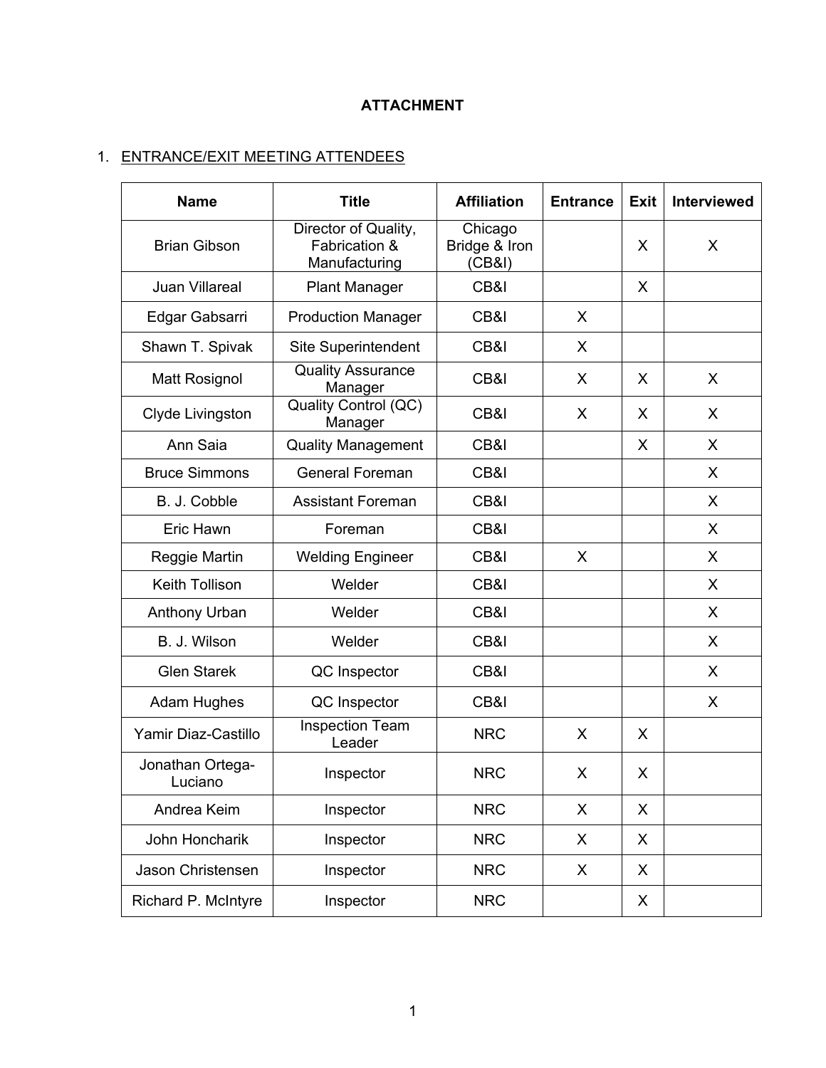**ATTACHMENT**

1. ENTRANCE/EXIT MEETING ATTENDEES

| Name | Title | Affiliation | Entrance | Exit | Interviewed |
|---|---|---|---|---|---|
| Brian Gibson | Director of Quality, Fabrication & Manufacturing | Chicago Bridge & Iron (CB&I) | | X | X |
| Juan Villareal | Plant Manager | CB&I | | X | |
| Edgar Gabsarri | Production Manager | CB&I | X | | |
| Shawn T. Spivak | Site Superintendent | CB&I | X | | |
| Matt Rosignol | Quality Assurance Manager | CB&I | X | X | X |
| Clyde Livingston | Quality Control (QC) Manager | CB&I | X | X | X |
| Ann Saia | Quality Management | CB&I | | X | X |
| Bruce Simmons | General Foreman | CB&I | | | X |
| B. J. Cobble | Assistant Foreman | CB&I | | | X |
| Eric Hawn | Foreman | CB&I | | | X |
| Reggie Martin | Welding Engineer | CB&I | X | | X |
| Keith Tollison | Welder | CB&I | | | X |
| Anthony Urban | Welder | CB&I | | | X |
| B. J. Wilson | Welder | CB&I | | | X |
| Glen Starek | QC Inspector | CB&I | | | X |
| Adam Hughes | QC Inspector | CB&I | | | X |
| Yamir Diaz-Castillo | Inspection Team Leader | NRC | X | X | |
| Jonathan Ortega-Luciano | Inspector | NRC | X | X | |
| Andrea Keim | Inspector | NRC | X | X | |
| John Honcharik | Inspector | NRC | X | X | |
| Jason Christensen | Inspector | NRC | X | X | |
| Richard P. McIntyre | Inspector | NRC | | X | |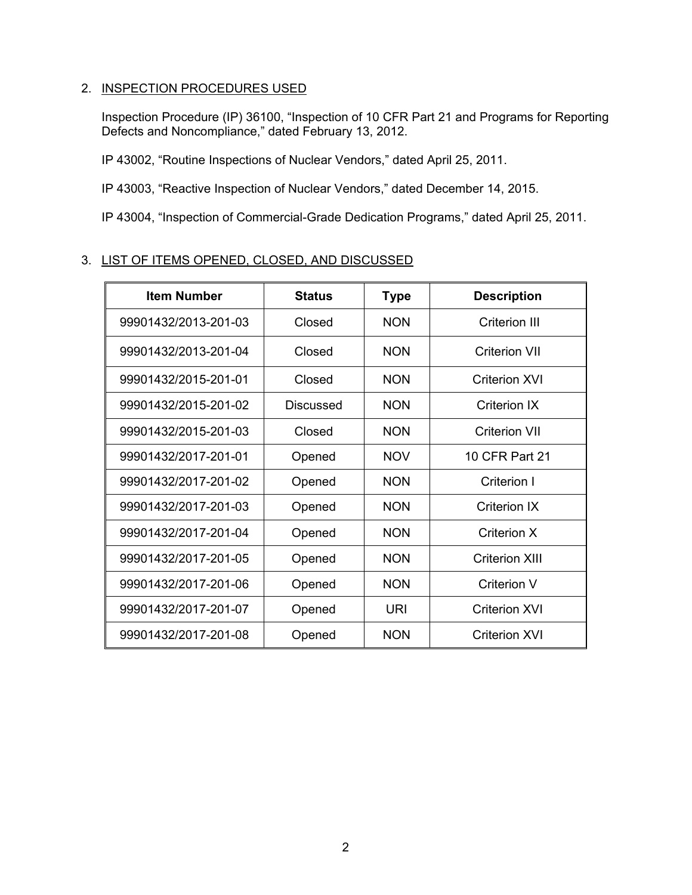## 2. INSPECTION PROCEDURES USED

Inspection Procedure (IP) 36100, "Inspection of 10 CFR Part 21 and Programs for Reporting Defects and Noncompliance," dated February 13, 2012.

IP 43002, "Routine Inspections of Nuclear Vendors," dated April 25, 2011.

IP 43003, "Reactive Inspection of Nuclear Vendors," dated December 14, 2015.

IP 43004, "Inspection of Commercial-Grade Dedication Programs," dated April 25, 2011.

## 3. LIST OF ITEMS OPENED, CLOSED, AND DISCUSSED

| Item Number | Status | Type | Description |
|---|---|---|---|
| 99901432/2013-201-03 | Closed | NON | Criterion III |
| 99901432/2013-201-04 | Closed | NON | Criterion VII |
| 99901432/2015-201-01 | Closed | NON | Criterion XVI |
| 99901432/2015-201-02 | Discussed | NON | Criterion IX |
| 99901432/2015-201-03 | Closed | NON | Criterion VII |
| 99901432/2017-201-01 | Opened | NOV | 10 CFR Part 21 |
| 99901432/2017-201-02 | Opened | NON | Criterion I |
| 99901432/2017-201-03 | Opened | NON | Criterion IX |
| 99901432/2017-201-04 | Opened | NON | Criterion X |
| 99901432/2017-201-05 | Opened | NON | Criterion XIII |
| 99901432/2017-201-06 | Opened | NON | Criterion V |
| 99901432/2017-201-07 | Opened | URI | Criterion XVI |
| 99901432/2017-201-08 | Opened | NON | Criterion XVI |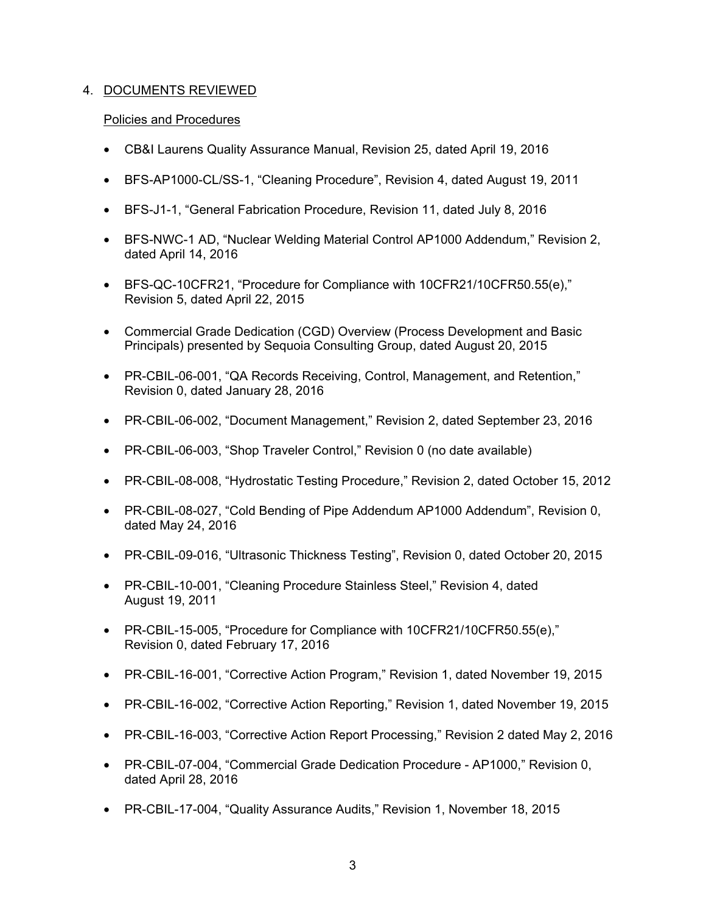4. DOCUMENTS REVIEWED

Policies and Procedures

- CB&I Laurens Quality Assurance Manual, Revision 25, dated April 19, 2016
- BFS-AP1000-CL/SS-1, "Cleaning Procedure", Revision 4, dated August 19, 2011
- BFS-J1-1, "General Fabrication Procedure, Revision 11, dated July 8, 2016
- BFS-NWC-1 AD, "Nuclear Welding Material Control AP1000 Addendum," Revision 2, dated April 14, 2016
- BFS-QC-10CFR21, "Procedure for Compliance with 10CFR21/10CFR50.55(e)," Revision 5, dated April 22, 2015
- Commercial Grade Dedication (CGD) Overview (Process Development and Basic Principals) presented by Sequoia Consulting Group, dated August 20, 2015
- PR-CBIL-06-001, "QA Records Receiving, Control, Management, and Retention," Revision 0, dated January 28, 2016
- PR-CBIL-06-002, "Document Management," Revision 2, dated September 23, 2016
- PR-CBIL-06-003, "Shop Traveler Control," Revision 0 (no date available)
- PR-CBIL-08-008, "Hydrostatic Testing Procedure," Revision 2, dated October 15, 2012
- PR-CBIL-08-027, "Cold Bending of Pipe Addendum AP1000 Addendum", Revision 0, dated May 24, 2016
- PR-CBIL-09-016, "Ultrasonic Thickness Testing", Revision 0, dated October 20, 2015
- PR-CBIL-10-001, "Cleaning Procedure Stainless Steel," Revision 4, dated August 19, 2011
- PR-CBIL-15-005, "Procedure for Compliance with 10CFR21/10CFR50.55(e)," Revision 0, dated February 17, 2016
- PR-CBIL-16-001, "Corrective Action Program," Revision 1, dated November 19, 2015
- PR-CBIL-16-002, "Corrective Action Reporting," Revision 1, dated November 19, 2015
- PR-CBIL-16-003, "Corrective Action Report Processing," Revision 2 dated May 2, 2016
- PR-CBIL-07-004, "Commercial Grade Dedication Procedure - AP1000," Revision 0, dated April 28, 2016
- PR-CBIL-17-004, "Quality Assurance Audits," Revision 1, November 18, 2015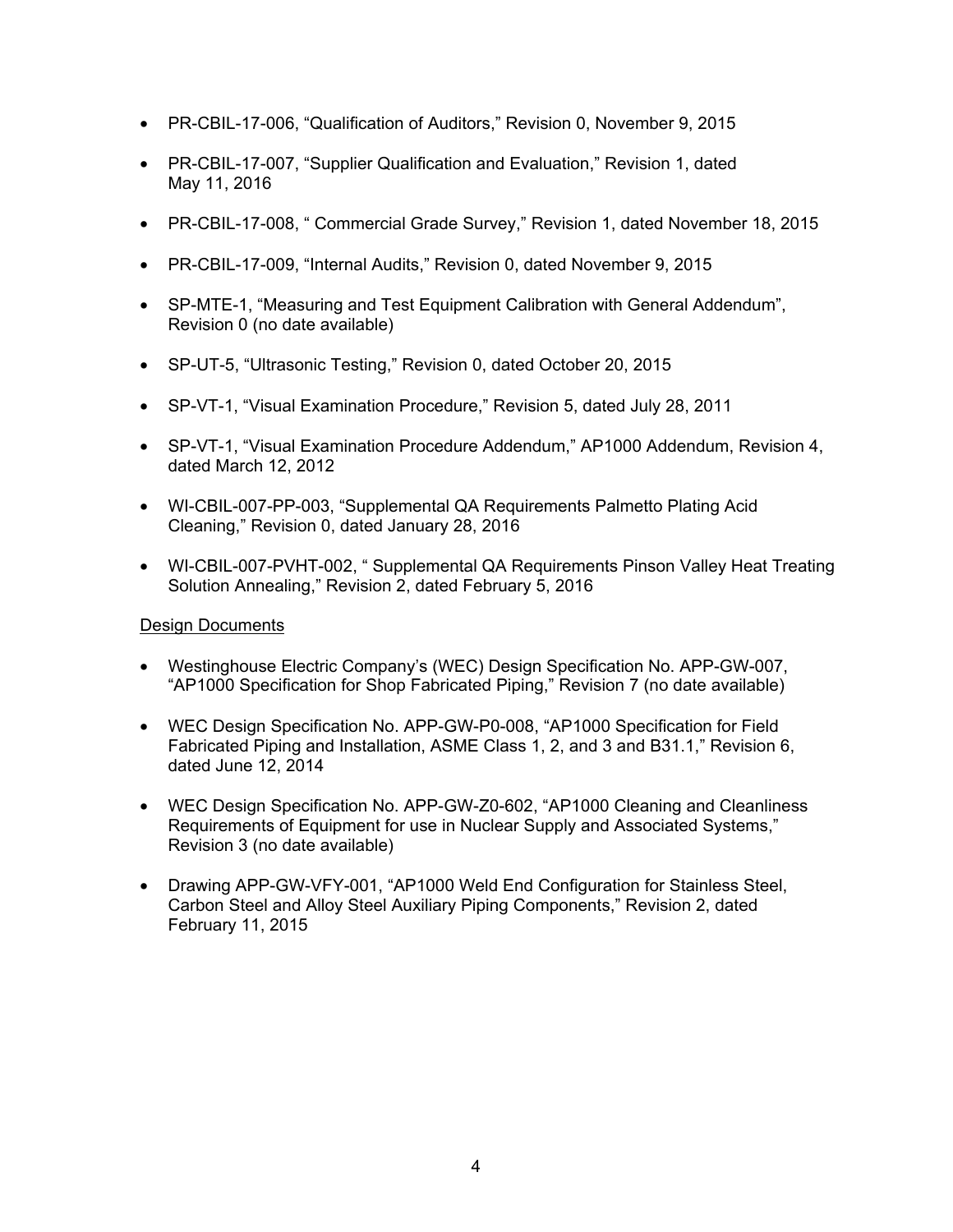- PR-CBIL-17-006, "Qualification of Auditors," Revision 0, November 9, 2015
- PR-CBIL-17-007, "Supplier Qualification and Evaluation," Revision 1, dated May 11, 2016
- PR-CBIL-17-008, " Commercial Grade Survey," Revision 1, dated November 18, 2015
- PR-CBIL-17-009, "Internal Audits," Revision 0, dated November 9, 2015
- SP-MTE-1, "Measuring and Test Equipment Calibration with General Addendum", Revision 0 (no date available)
- SP-UT-5, "Ultrasonic Testing," Revision 0, dated October 20, 2015
- SP-VT-1, "Visual Examination Procedure," Revision 5, dated July 28, 2011
- SP-VT-1, "Visual Examination Procedure Addendum," AP1000 Addendum, Revision 4, dated March 12, 2012
- WI-CBIL-007-PP-003, "Supplemental QA Requirements Palmetto Plating Acid Cleaning," Revision 0, dated January 28, 2016
- WI-CBIL-007-PVHT-002, " Supplemental QA Requirements Pinson Valley Heat Treating Solution Annealing," Revision 2, dated February 5, 2016

Design Documents

- Westinghouse Electric Company's (WEC) Design Specification No. APP-GW-007, "AP1000 Specification for Shop Fabricated Piping," Revision 7 (no date available)
- WEC Design Specification No. APP-GW-P0-008, "AP1000 Specification for Field Fabricated Piping and Installation, ASME Class 1, 2, and 3 and B31.1," Revision 6, dated June 12, 2014
- WEC Design Specification No. APP-GW-Z0-602, "AP1000 Cleaning and Cleanliness Requirements of Equipment for use in Nuclear Supply and Associated Systems," Revision 3 (no date available)
- Drawing APP-GW-VFY-001, "AP1000 Weld End Configuration for Stainless Steel, Carbon Steel and Alloy Steel Auxiliary Piping Components," Revision 2, dated February 11, 2015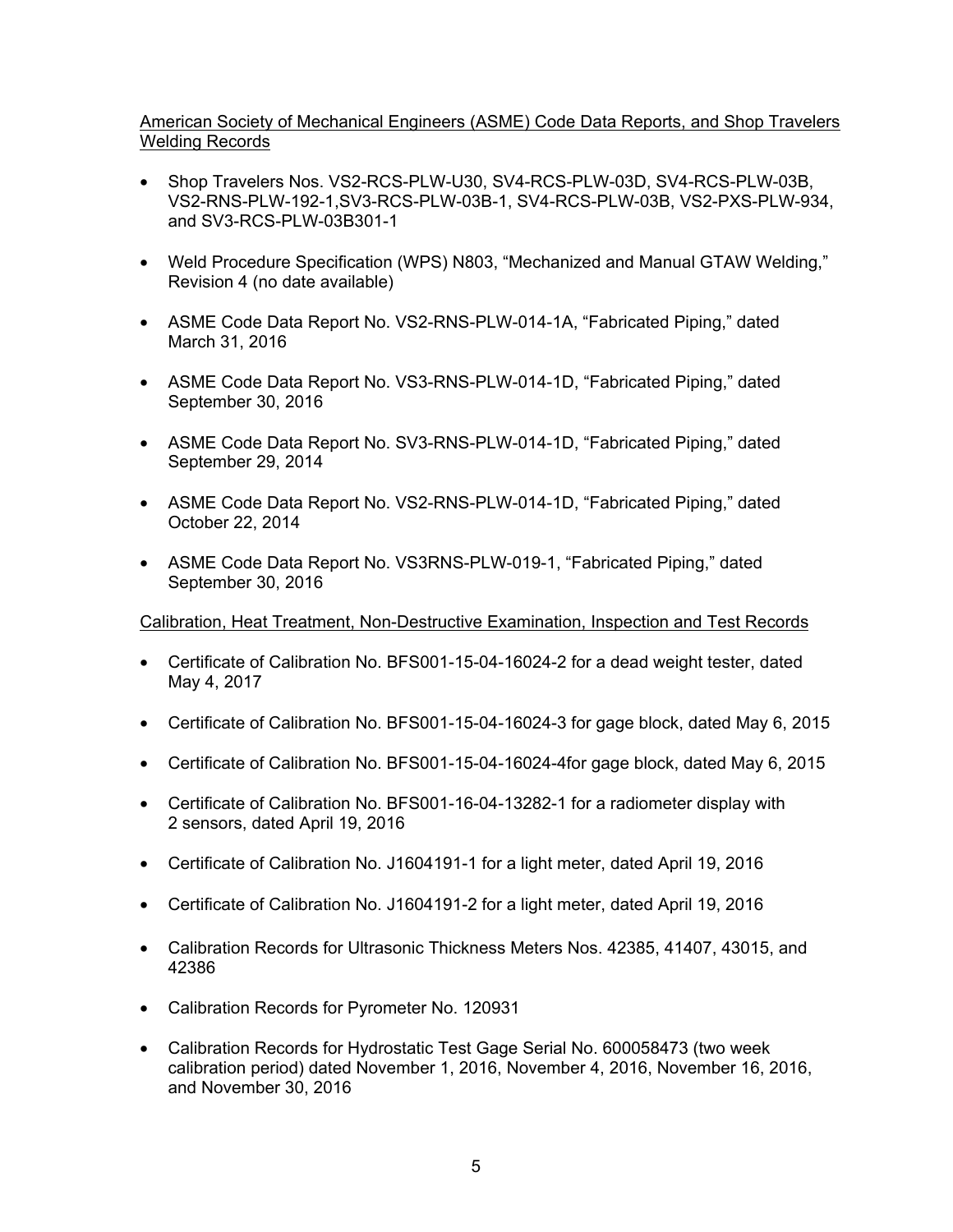American Society of Mechanical Engineers (ASME) Code Data Reports, and Shop Travelers Welding Records

- Shop Travelers Nos. VS2-RCS-PLW-U30, SV4-RCS-PLW-03D, SV4-RCS-PLW-03B, VS2-RNS-PLW-192-1,SV3-RCS-PLW-03B-1, SV4-RCS-PLW-03B, VS2-PXS-PLW-934, and SV3-RCS-PLW-03B301-1
- Weld Procedure Specification (WPS) N803, "Mechanized and Manual GTAW Welding," Revision 4 (no date available)
- ASME Code Data Report No. VS2-RNS-PLW-014-1A, "Fabricated Piping," dated March 31, 2016
- ASME Code Data Report No. VS3-RNS-PLW-014-1D, "Fabricated Piping," dated September 30, 2016
- ASME Code Data Report No. SV3-RNS-PLW-014-1D, "Fabricated Piping," dated September 29, 2014
- ASME Code Data Report No. VS2-RNS-PLW-014-1D, "Fabricated Piping," dated October 22, 2014
- ASME Code Data Report No. VS3RNS-PLW-019-1, "Fabricated Piping," dated September 30, 2016

Calibration, Heat Treatment, Non-Destructive Examination, Inspection and Test Records

- Certificate of Calibration No. BFS001-15-04-16024-2 for a dead weight tester, dated May 4, 2017
- Certificate of Calibration No. BFS001-15-04-16024-3 for gage block, dated May 6, 2015
- Certificate of Calibration No. BFS001-15-04-16024-4for gage block, dated May 6, 2015
- Certificate of Calibration No. BFS001-16-04-13282-1 for a radiometer display with 2 sensors, dated April 19, 2016
- Certificate of Calibration No. J1604191-1 for a light meter, dated April 19, 2016
- Certificate of Calibration No. J1604191-2 for a light meter, dated April 19, 2016
- Calibration Records for Ultrasonic Thickness Meters Nos. 42385, 41407, 43015, and 42386
- Calibration Records for Pyrometer No. 120931
- Calibration Records for Hydrostatic Test Gage Serial No. 600058473 (two week calibration period) dated November 1, 2016, November 4, 2016, November 16, 2016, and November 30, 2016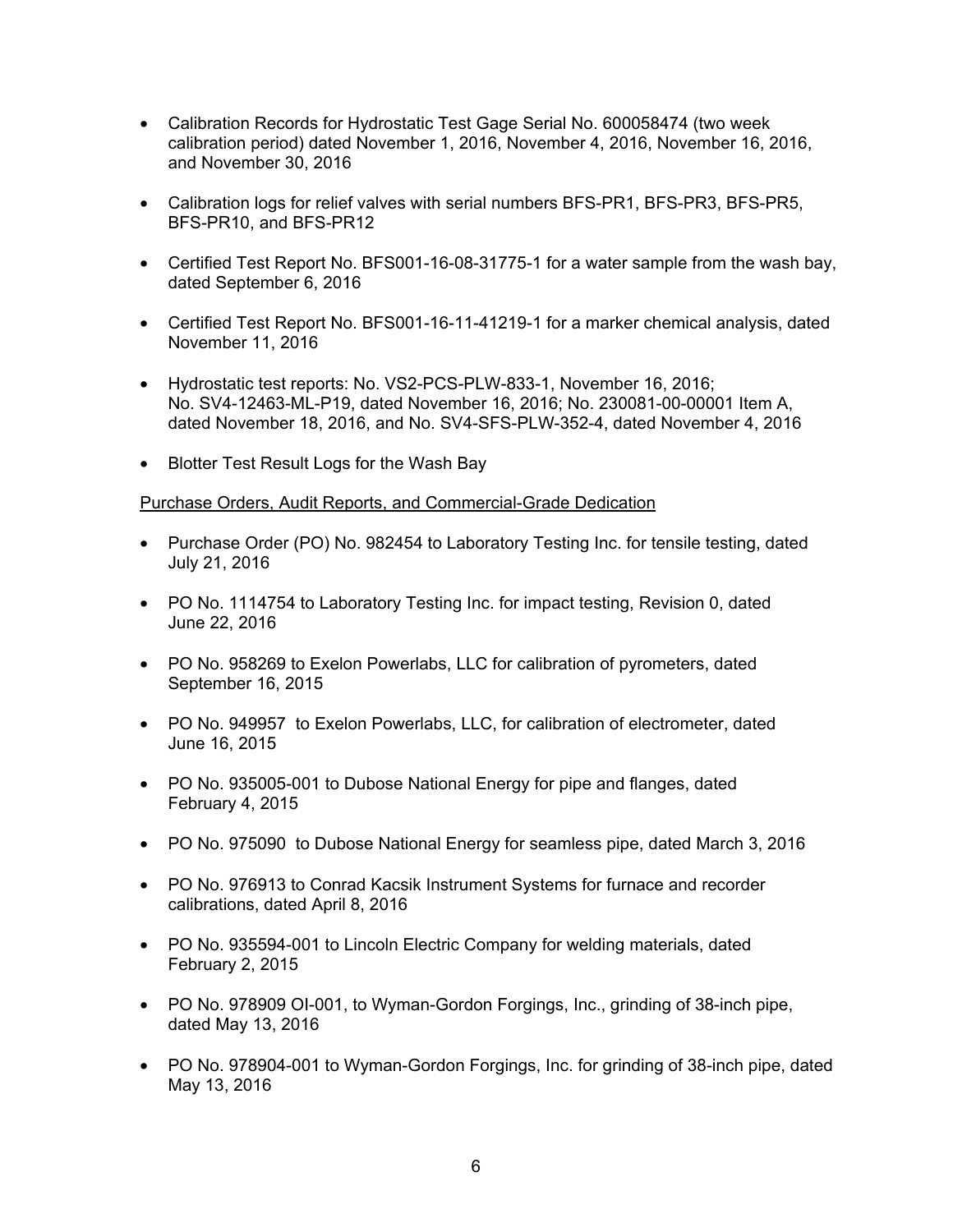- Calibration Records for Hydrostatic Test Gage Serial No. 600058474 (two week calibration period) dated November 1, 2016, November 4, 2016, November 16, 2016, and November 30, 2016

- Calibration logs for relief valves with serial numbers BFS-PR1, BFS-PR3, BFS-PR5, BFS-PR10, and BFS-PR12

- Certified Test Report No. BFS001-16-08-31775-1 for a water sample from the wash bay, dated September 6, 2016

- Certified Test Report No. BFS001-16-11-41219-1 for a marker chemical analysis, dated November 11, 2016

- Hydrostatic test reports: No. VS2-PCS-PLW-833-1, November 16, 2016; No. SV4-12463-ML-P19, dated November 16, 2016; No. 230081-00-00001 Item A, dated November 18, 2016, and No. SV4-SFS-PLW-352-4, dated November 4, 2016

- Blotter Test Result Logs for the Wash Bay

<u>Purchase Orders, Audit Reports, and Commercial-Grade Dedication</u>

- Purchase Order (PO) No. 982454 to Laboratory Testing Inc. for tensile testing, dated July 21, 2016

- PO No. 1114754 to Laboratory Testing Inc. for impact testing, Revision 0, dated June 22, 2016

- PO No. 958269 to Exelon Powerlabs, LLC for calibration of pyrometers, dated September 16, 2015

- PO No. 949957 to Exelon Powerlabs, LLC, for calibration of electrometer, dated June 16, 2015

- PO No. 935005-001 to Dubose National Energy for pipe and flanges, dated February 4, 2015

- PO No. 975090 to Dubose National Energy for seamless pipe, dated March 3, 2016

- PO No. 976913 to Conrad Kacsik Instrument Systems for furnace and recorder calibrations, dated April 8, 2016

- PO No. 935594-001 to Lincoln Electric Company for welding materials, dated February 2, 2015

- PO No. 978909 OI-001, to Wyman-Gordon Forgings, Inc., grinding of 38-inch pipe, dated May 13, 2016

- PO No. 978904-001 to Wyman-Gordon Forgings, Inc. for grinding of 38-inch pipe, dated May 13, 2016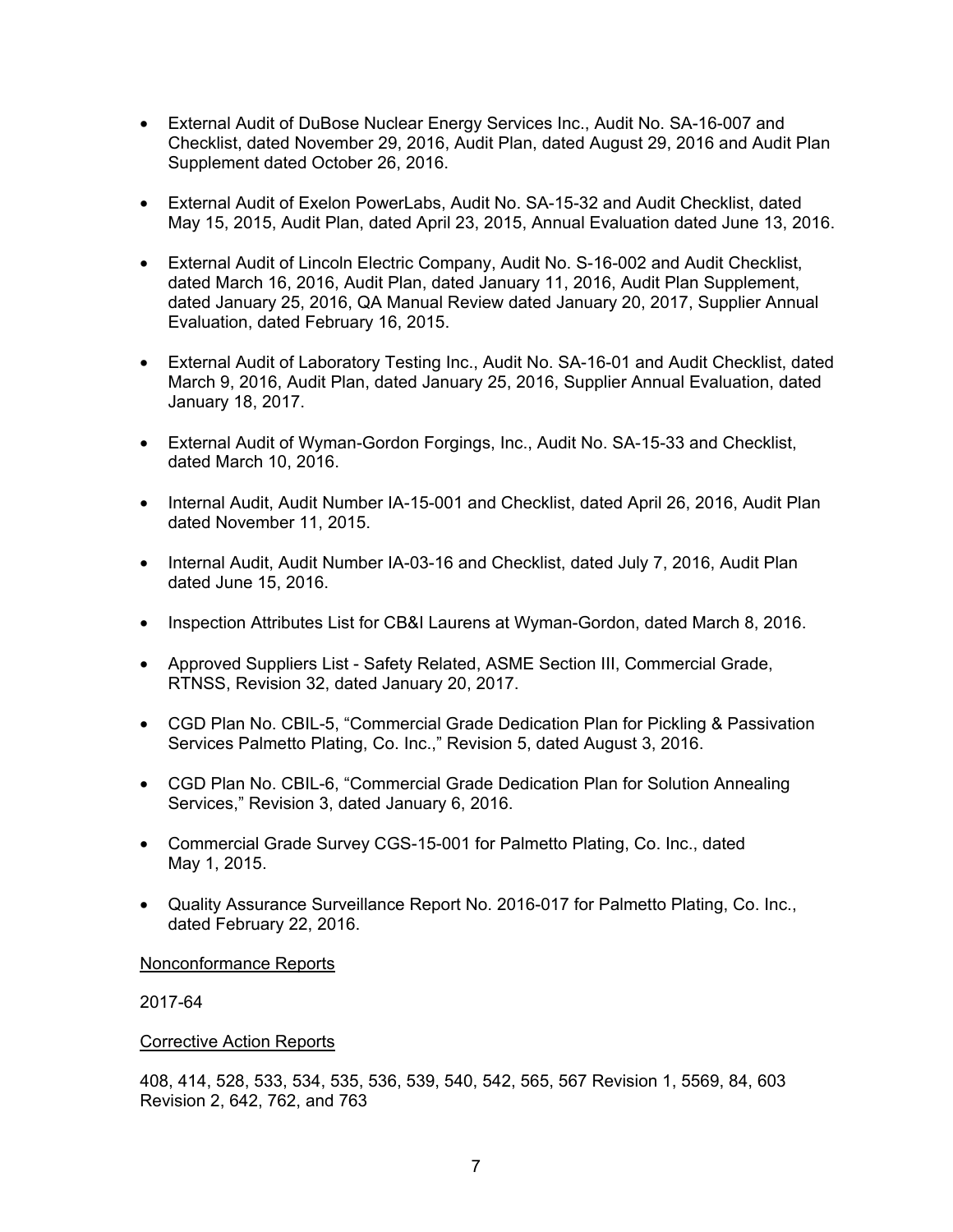- External Audit of DuBose Nuclear Energy Services Inc., Audit No. SA-16-007 and Checklist, dated November 29, 2016, Audit Plan, dated August 29, 2016 and Audit Plan Supplement dated October 26, 2016.
- External Audit of Exelon PowerLabs, Audit No. SA-15-32 and Audit Checklist, dated May 15, 2015, Audit Plan, dated April 23, 2015, Annual Evaluation dated June 13, 2016.
- External Audit of Lincoln Electric Company, Audit No. S-16-002 and Audit Checklist, dated March 16, 2016, Audit Plan, dated January 11, 2016, Audit Plan Supplement, dated January 25, 2016, QA Manual Review dated January 20, 2017, Supplier Annual Evaluation, dated February 16, 2015.
- External Audit of Laboratory Testing Inc., Audit No. SA-16-01 and Audit Checklist, dated March 9, 2016, Audit Plan, dated January 25, 2016, Supplier Annual Evaluation, dated January 18, 2017.
- External Audit of Wyman-Gordon Forgings, Inc., Audit No. SA-15-33 and Checklist, dated March 10, 2016.
- Internal Audit, Audit Number IA-15-001 and Checklist, dated April 26, 2016, Audit Plan dated November 11, 2015.
- Internal Audit, Audit Number IA-03-16 and Checklist, dated July 7, 2016, Audit Plan dated June 15, 2016.
- Inspection Attributes List for CB&I Laurens at Wyman-Gordon, dated March 8, 2016.
- Approved Suppliers List - Safety Related, ASME Section III, Commercial Grade, RTNSS, Revision 32, dated January 20, 2017.
- CGD Plan No. CBIL-5, "Commercial Grade Dedication Plan for Pickling & Passivation Services Palmetto Plating, Co. Inc.," Revision 5, dated August 3, 2016.
- CGD Plan No. CBIL-6, "Commercial Grade Dedication Plan for Solution Annealing Services," Revision 3, dated January 6, 2016.
- Commercial Grade Survey CGS-15-001 for Palmetto Plating, Co. Inc., dated May 1, 2015.
- Quality Assurance Surveillance Report No. 2016-017 for Palmetto Plating, Co. Inc., dated February 22, 2016.

Nonconformance Reports

2017-64

Corrective Action Reports

408, 414, 528, 533, 534, 535, 536, 539, 540, 542, 565, 567 Revision 1, 5569, 84, 603 Revision 2, 642, 762, and 763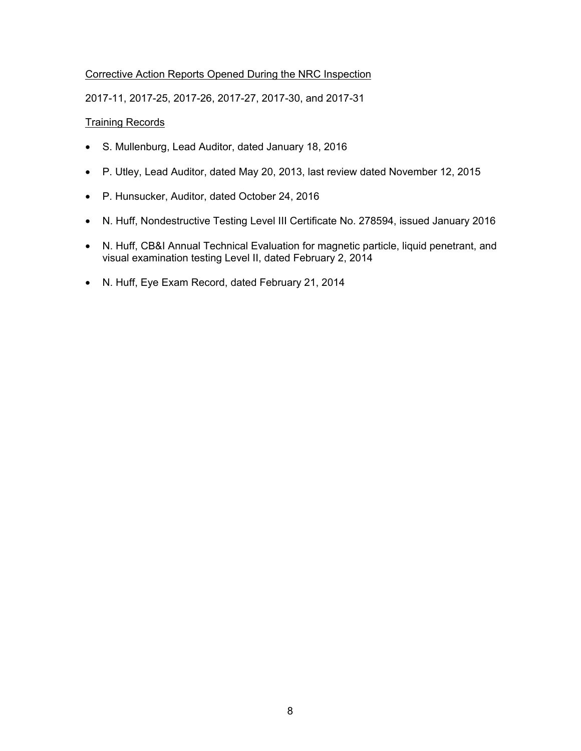Corrective Action Reports Opened During the NRC Inspection

2017-11, 2017-25, 2017-26, 2017-27, 2017-30, and 2017-31

Training Records

- S. Mullenburg, Lead Auditor, dated January 18, 2016
- P. Utley, Lead Auditor, dated May 20, 2013, last review dated November 12, 2015
- P. Hunsucker, Auditor, dated October 24, 2016
- N. Huff, Nondestructive Testing Level III Certificate No. 278594, issued January 2016
- N. Huff, CB&I Annual Technical Evaluation for magnetic particle, liquid penetrant, and visual examination testing Level II, dated February 2, 2014
- N. Huff, Eye Exam Record, dated February 21, 2014